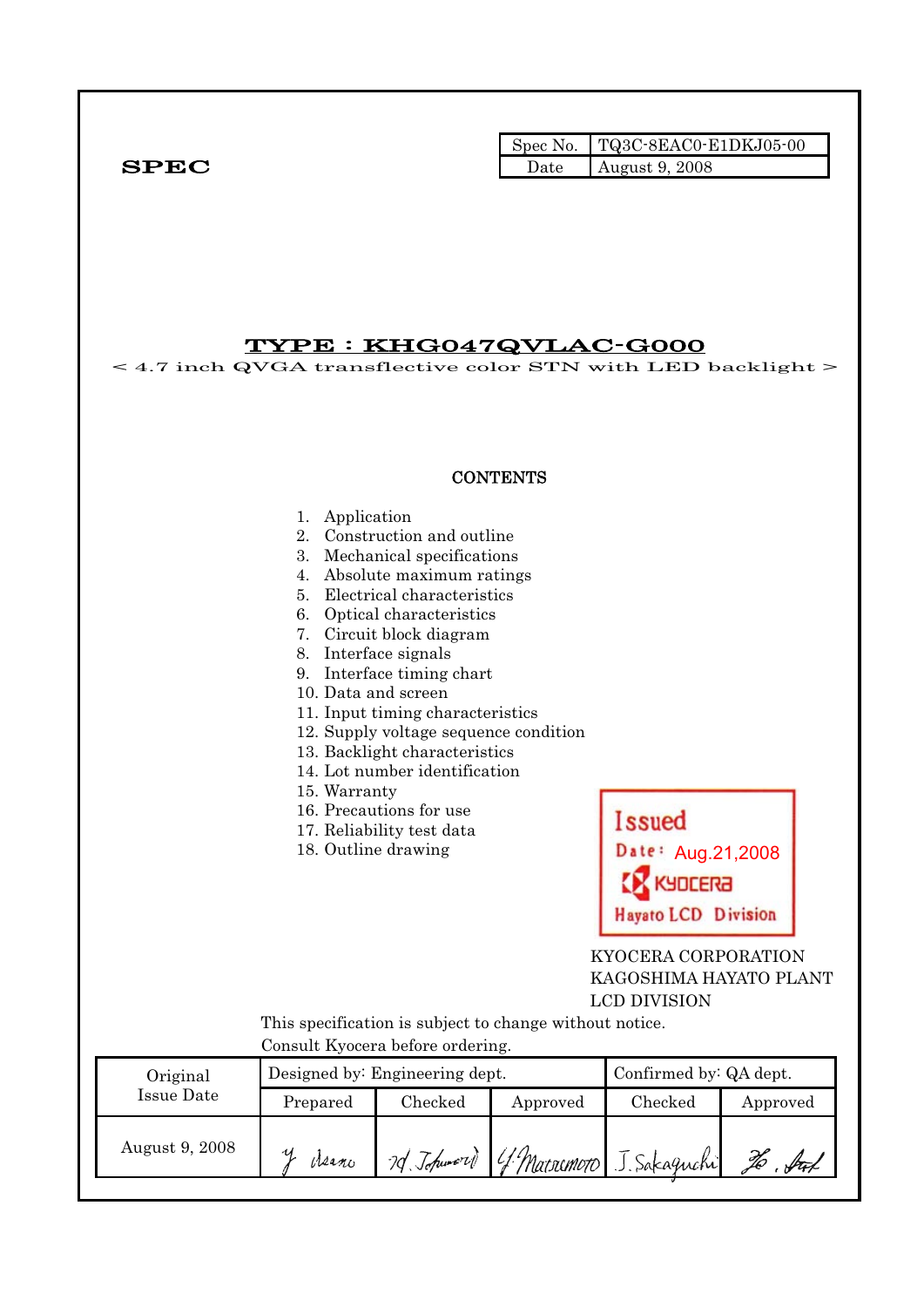**SPEC**

| Spec No. | TQ3C-8EAC0-E1DKJ05-00 |
|---|---|
| Date | August 9, 2008 |

# TYPE : KHG047QVLAC-G000

< 4.7 inch QVGA transflective color STN with LED backlight >

## CONTENTS

1. Application
2. Construction and outline
3. Mechanical specifications
4. Absolute maximum ratings
5. Electrical characteristics
6. Optical characteristics
7. Circuit block diagram
8. Interface signals
9. Interface timing chart
10. Data and screen
11. Input timing characteristics
12. Supply voltage sequence condition
13. Backlight characteristics
14. Lot number identification
15. Warranty
16. Precautions for use
17. Reliability test data
18. Outline drawing

Issued
Date: Aug.21,2008
KYOCERA
Hayato LCD Division

KYOCERA CORPORATION
KAGOSHIMA HAYATO PLANT
LCD DIVISION

This specification is subject to change without notice.
Consult Kyocera before ordering.

| Original Issue Date | Designed by: Engineering dept. | | | Confirmed by: QA dept. | |
|---|---|---|---|---|---|
| | Prepared | Checked | Approved | Checked | Approved |
| August 9, 2008 | Y. Asano | M. Tohmori | Y. Matsumoto | J. Sakaguchi | |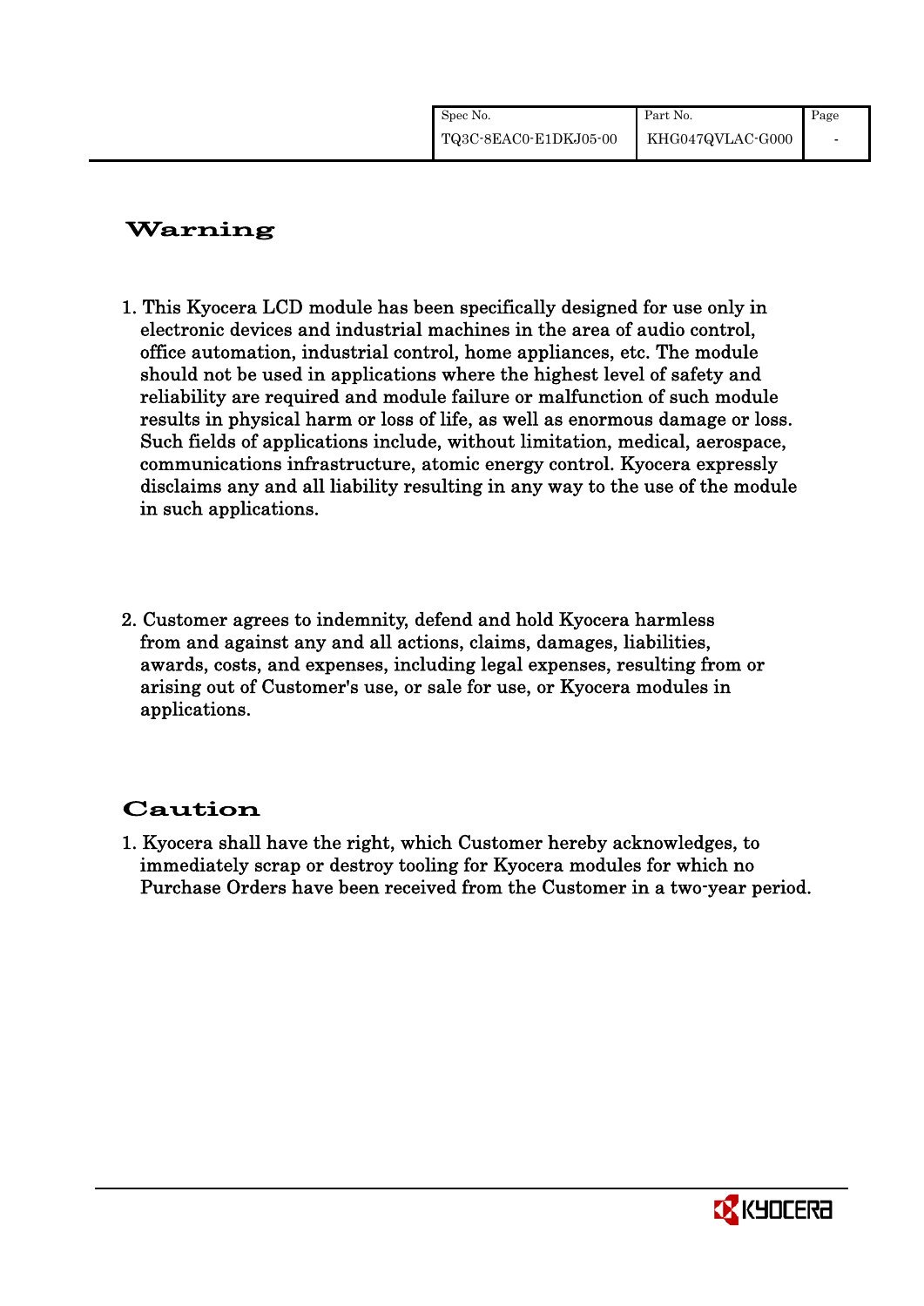## Warning

1. This Kyocera LCD module has been specifically designed for use only in electronic devices and industrial machines in the area of audio control, office automation, industrial control, home appliances, etc. The module should not be used in applications where the highest level of safety and reliability are required and module failure or malfunction of such module results in physical harm or loss of life, as well as enormous damage or loss. Such fields of applications include, without limitation, medical, aerospace, communications infrastructure, atomic energy control. Kyocera expressly disclaims any and all liability resulting in any way to the use of the module in such applications.

2. Customer agrees to indemnity, defend and hold Kyocera harmless from and against any and all actions, claims, damages, liabilities, awards, costs, and expenses, including legal expenses, resulting from or arising out of Customer's use, or sale for use, or Kyocera modules in applications.

## Caution

1. Kyocera shall have the right, which Customer hereby acknowledges, to immediately scrap or destroy tooling for Kyocera modules for which no Purchase Orders have been received from the Customer in a two-year period.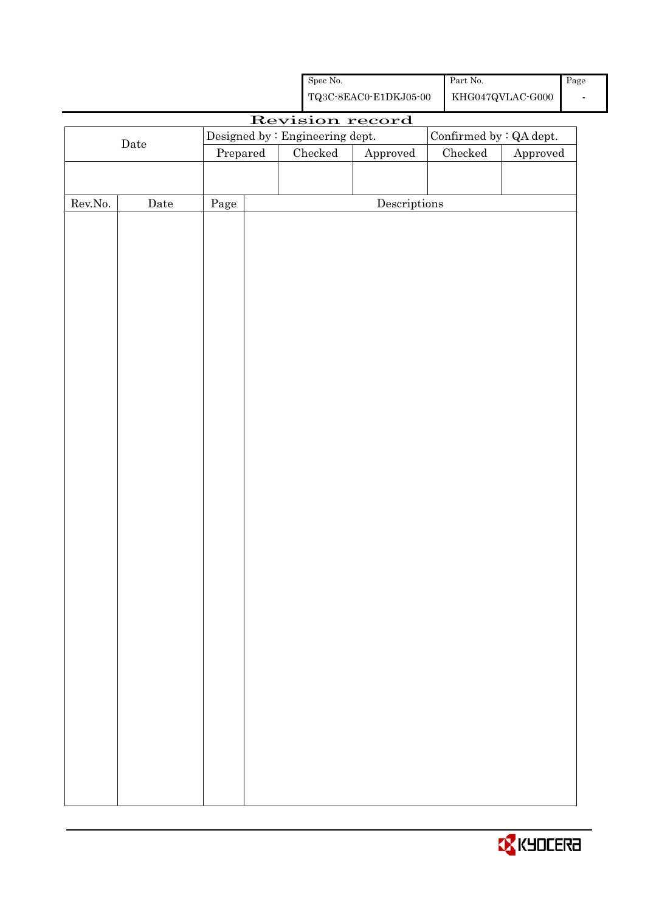| Spec No. | Part No. | Page |
|---|---|---|
| TQ3C-8EAC0-E1DKJ05-00 | KHG047QVLAC-G000 | - |

# Revision record

| Date | Designed by : Engineering dept. | | | Confirmed by : QA dept. | |
|---|---|---|---|---|---|
| | Prepared | Checked | Approved | Checked | Approved |
| | | | | | |

| Rev.No. | Date | Page | Descriptions |
|---|---|---|---|
| | | | |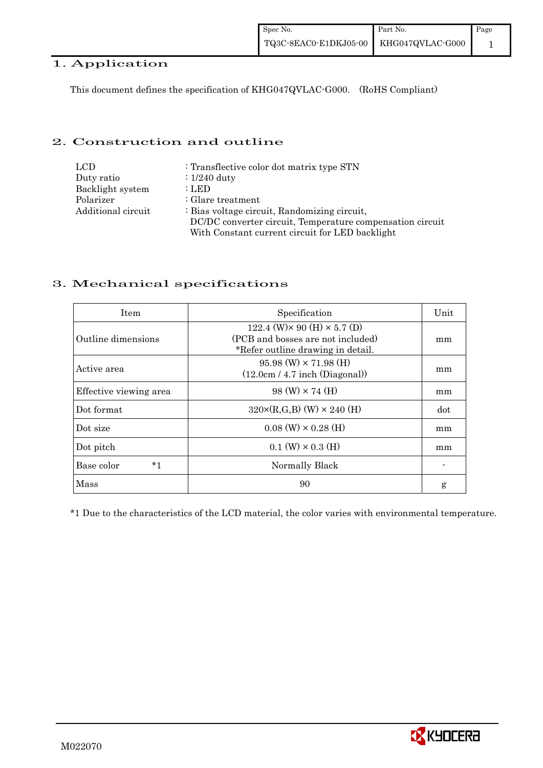## 1. Application

This document defines the specification of KHG047QVLAC-G000. (RoHS Compliant)

## 2. Construction and outline

| | |
|---|---|
| LCD | : Transflective color dot matrix type STN |
| Duty ratio | : 1/240 duty |
| Backlight system | : LED |
| Polarizer | : Glare treatment |
| Additional circuit | : Bias voltage circuit, Randomizing circuit, DC/DC converter circuit, Temperature compensation circuit With Constant current circuit for LED backlight |

## 3. Mechanical specifications

| Item | Specification | Unit |
|---|---|---|
| Outline dimensions | 122.4 (W)× 90 (H) × 5.7 (D)<br>(PCB and bosses are not included)<br>*Refer outline drawing in detail. | mm |
| Active area | 95.98 (W) × 71.98 (H)<br>(12.0cm / 4.7 inch (Diagonal)) | mm |
| Effective viewing area | 98 (W) × 74 (H) | mm |
| Dot format | 320×(R,G,B) (W) × 240 (H) | dot |
| Dot size | 0.08 (W) × 0.28 (H) | mm |
| Dot pitch | 0.1 (W) × 0.3 (H) | mm |
| Base color *1 | Normally Black | - |
| Mass | 90 | g |

*1 Due to the characteristics of the LCD material, the color varies with environmental temperature.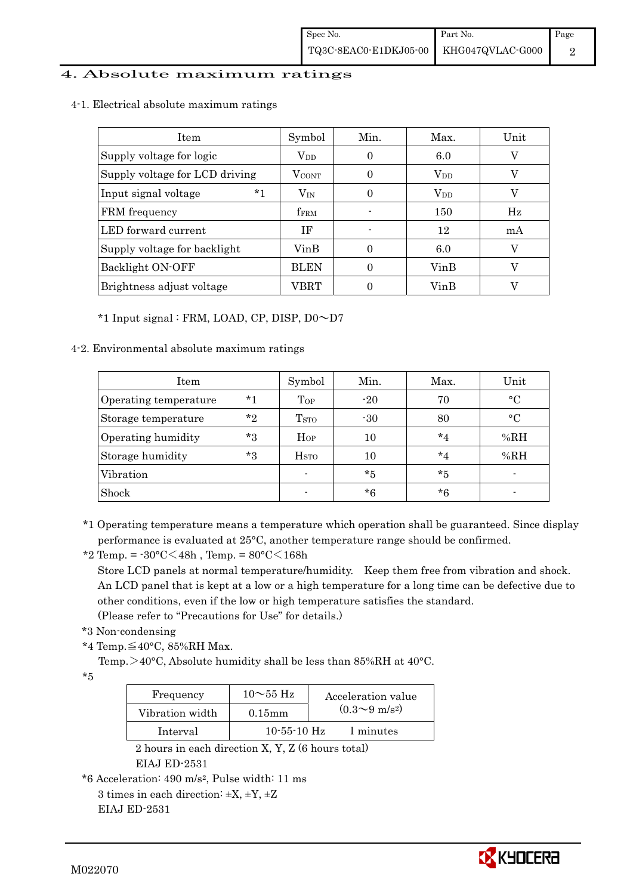## 4. Absolute maximum ratings

### 4-1. Electrical absolute maximum ratings

| Item | Symbol | Min. | Max. | Unit |
|---|---|---|---|---|
| Supply voltage for logic | $V_{DD}$ | 0 | 6.0 | V |
| Supply voltage for LCD driving | $V_{CONT}$ | 0 | $V_{DD}$ | V |
| Input signal voltage *1 | $V_{IN}$ | 0 | $V_{DD}$ | V |
| FRM frequency | $f_{FRM}$ | - | 150 | Hz |
| LED forward current | IF | - | 12 | mA |
| Supply voltage for backlight | VinB | 0 | 6.0 | V |
| Backlight ON-OFF | BLEN | 0 | VinB | V |
| Brightness adjust voltage | VBRT | 0 | VinB | V |

*1 Input signal : FRM, LOAD, CP, DISP, D0～D7

### 4-2. Environmental absolute maximum ratings

| Item | Symbol | Min. | Max. | Unit |
|---|---|---|---|---|
| Operating temperature *1 | $T_{OP}$ | -20 | 70 | °C |
| Storage temperature *2 | $T_{STO}$ | -30 | 80 | °C |
| Operating humidity *3 | $H_{OP}$ | 10 | *4 | %RH |
| Storage humidity *3 | $H_{STO}$ | 10 | *4 | %RH |
| Vibration | - | *5 | *5 | - |
| Shock | - | *6 | *6 | - |

*1 Operating temperature means a temperature which operation shall be guaranteed. Since display performance is evaluated at 25°C, another temperature range should be confirmed.

*2 Temp. = -30°C＜48h , Temp. = 80°C＜168h

Store LCD panels at normal temperature/humidity. Keep them free from vibration and shock. An LCD panel that is kept at a low or a high temperature for a long time can be defective due to other conditions, even if the low or high temperature satisfies the standard.
(Please refer to "Precautions for Use" for details.)

*3 Non-condensing

*4 Temp.≦40°C, 85%RH Max.
Temp.＞40°C, Absolute humidity shall be less than 85%RH at 40°C.

*5

| Frequency | 10～55 Hz | Acceleration value ($0.3$～$9\ m/s^2$) |
|---|---|---|
| Vibration width | 0.15mm | |
| Interval | 10-55-10 Hz | 1 minutes |

2 hours in each direction X, Y, Z (6 hours total)
EIAJ ED-2531

*6 Acceleration: 490 $m/s^2$, Pulse width: 11 ms
3 times in each direction: ±X, ±Y, ±Z
EIAJ ED-2531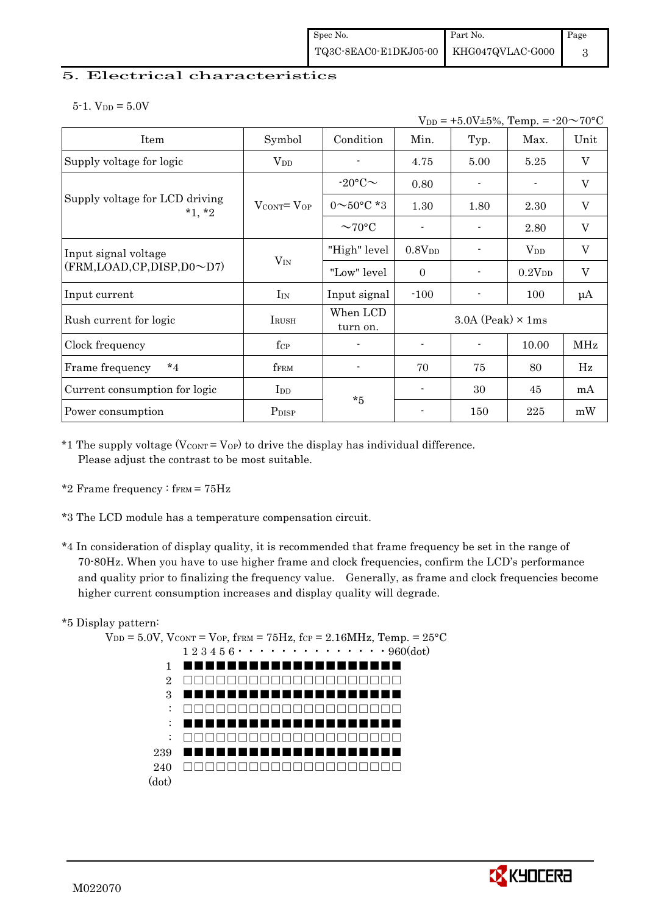# 5. Electrical characteristics

5-1. $V_{DD}$ = 5.0V

$V_{DD}$ = +5.0V±5%, Temp. = -20～70°C

| Item | Symbol | Condition | Min. | Typ. | Max. | Unit |
|---|---|---|---|---|---|---|
| Supply voltage for logic | $V_{DD}$ | - | 4.75 | 5.00 | 5.25 | V |
| Supply voltage for LCD driving *1, *2 | $V_{CONT}$= $V_{OP}$ | -20°C～ | 0.80 | - | - | V |
| | | 0～50°C *3 | 1.30 | 1.80 | 2.30 | V |
| | | ～70°C | - | - | 2.80 | V |
| Input signal voltage (FRM,LOAD,CP,DISP,D0～D7) | $V_{IN}$ | "High" level | 0.8$V_{DD}$ | - | $V_{DD}$ | V |
| | | "Low" level | 0 | - | 0.2$V_{DD}$ | V |
| Input current | $I_{IN}$ | Input signal | -100 | - | 100 | μA |
| Rush current for logic | $I_{RUSH}$ | When LCD turn on. | 3.0A (Peak) × 1ms | | | |
| Clock frequency | $f_{CP}$ | - | - | - | 10.00 | MHz |
| Frame frequency *4 | $f_{FRM}$ | - | 70 | 75 | 80 | Hz |
| Current consumption for logic | $I_{DD}$ | *5 | - | 30 | 45 | mA |
| Power consumption | $P_{DISP}$ | | - | 150 | 225 | mW |

*1 The supply voltage ($V_{CONT}$ = $V_{OP}$) to drive the display has individual difference.
Please adjust the contrast to be most suitable.

*2 Frame frequency : $f_{FRM}$ = 75Hz

*3 The LCD module has a temperature compensation circuit.

*4 In consideration of display quality, it is recommended that frame frequency be set in the range of 70-80Hz. When you have to use higher frame and clock frequencies, confirm the LCD's performance and quality prior to finalizing the frequency value. Generally, as frame and clock frequencies become higher current consumption increases and display quality will degrade.

*5 Display pattern:

$V_{DD}$ = 5.0V, $V_{CONT}$ = $V_{OP}$, $f_{FRM}$ = 75Hz, $f_{CP}$ = 2.16MHz, Temp. = 25°C

```
      1 2 3 4 5 6 · · · · · · · · · · · · · · 960(dot)
  1   ■■■■■■■■■■■■■■■■■■■■
  2   □□□□□□□□□□□□□□□□□□□□
  3   ■■■■■■■■■■■■■■■■■■■■
  :   □□□□□□□□□□□□□□□□□□□□
  :   ■■■■■■■■■■■■■■■■■■■■
  :   □□□□□□□□□□□□□□□□□□□□
239   ■■■■■■■■■■■■■■■■■■■■
240   □□□□□□□□□□□□□□□□□□□□
(dot)
```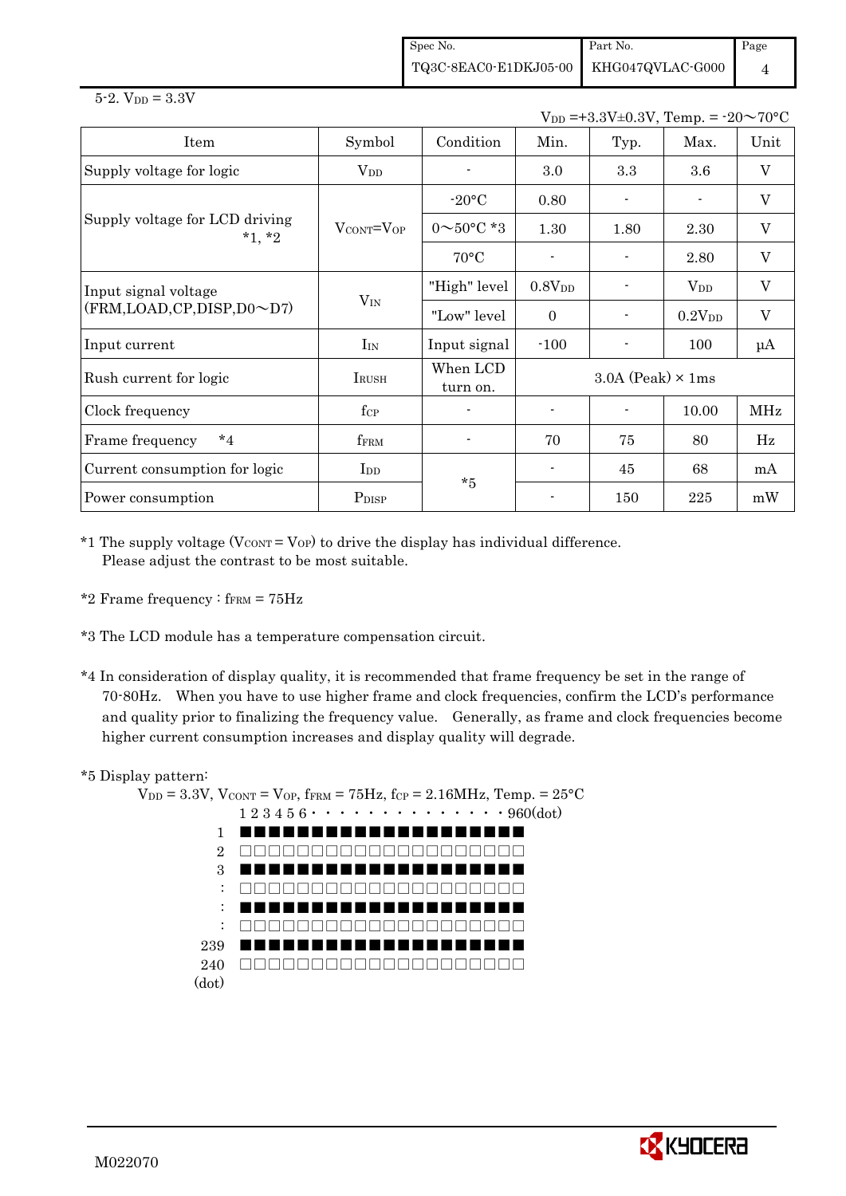5-2. $V_{DD}$ = 3.3V

$V_{DD}$ =+3.3V±0.3V, Temp. = -20～70°C

| Item | Symbol | Condition | Min. | Typ. | Max. | Unit |
|---|---|---|---|---|---|---|
| Supply voltage for logic | $V_{DD}$ | - | 3.0 | 3.3 | 3.6 | V |
| Supply voltage for LCD driving *1, *2 | $V_{CONT}=V_{OP}$ | -20°C | 0.80 | - | - | V |
| | | 0～50°C *3 | 1.30 | 1.80 | 2.30 | V |
| | | 70°C | - | - | 2.80 | V |
| Input signal voltage (FRM,LOAD,CP,DISP,D0～D7) | $V_{IN}$ | "High" level | $0.8V_{DD}$ | - | $V_{DD}$ | V |
| | | "Low" level | 0 | - | $0.2V_{DD}$ | V |
| Input current | $I_{IN}$ | Input signal | -100 | - | 100 | μA |
| Rush current for logic | $I_{RUSH}$ | When LCD turn on. | 3.0A (Peak) × 1ms | | | |
| Clock frequency | $f_{CP}$ | - | - | - | 10.00 | MHz |
| Frame frequency *4 | $f_{FRM}$ | - | 70 | 75 | 80 | Hz |
| Current consumption for logic | $I_{DD}$ | *5 | - | 45 | 68 | mA |
| Power consumption | $P_{DISP}$ | | - | 150 | 225 | mW |

*1 The supply voltage ($V_{CONT}$ = $V_{OP}$) to drive the display has individual difference.
Please adjust the contrast to be most suitable.

*2 Frame frequency : $f_{FRM}$ = 75Hz

*3 The LCD module has a temperature compensation circuit.

*4 In consideration of display quality, it is recommended that frame frequency be set in the range of 70-80Hz. When you have to use higher frame and clock frequencies, confirm the LCD's performance and quality prior to finalizing the frequency value. Generally, as frame and clock frequencies become higher current consumption increases and display quality will degrade.

*5 Display pattern:
$V_{DD}$ = 3.3V, $V_{CONT}$ = $V_{OP}$, $f_{FRM}$ = 75Hz, $f_{CP}$ = 2.16MHz, Temp. = 25°C

```
      1 2 3 4 5 6 · · · · · · · · · · · · · · 960(dot)
  1   ■■■■■■■■■■■■■■■■■■■■
  2   □□□□□□□□□□□□□□□□□□□□
  3   ■■■■■■■■■■■■■■■■■■■■
  :   □□□□□□□□□□□□□□□□□□□□
  :   ■■■■■■■■■■■■■■■■■■■■
  :   □□□□□□□□□□□□□□□□□□□□
239   ■■■■■■■■■■■■■■■■■■■■
240   □□□□□□□□□□□□□□□□□□□□
(dot)
```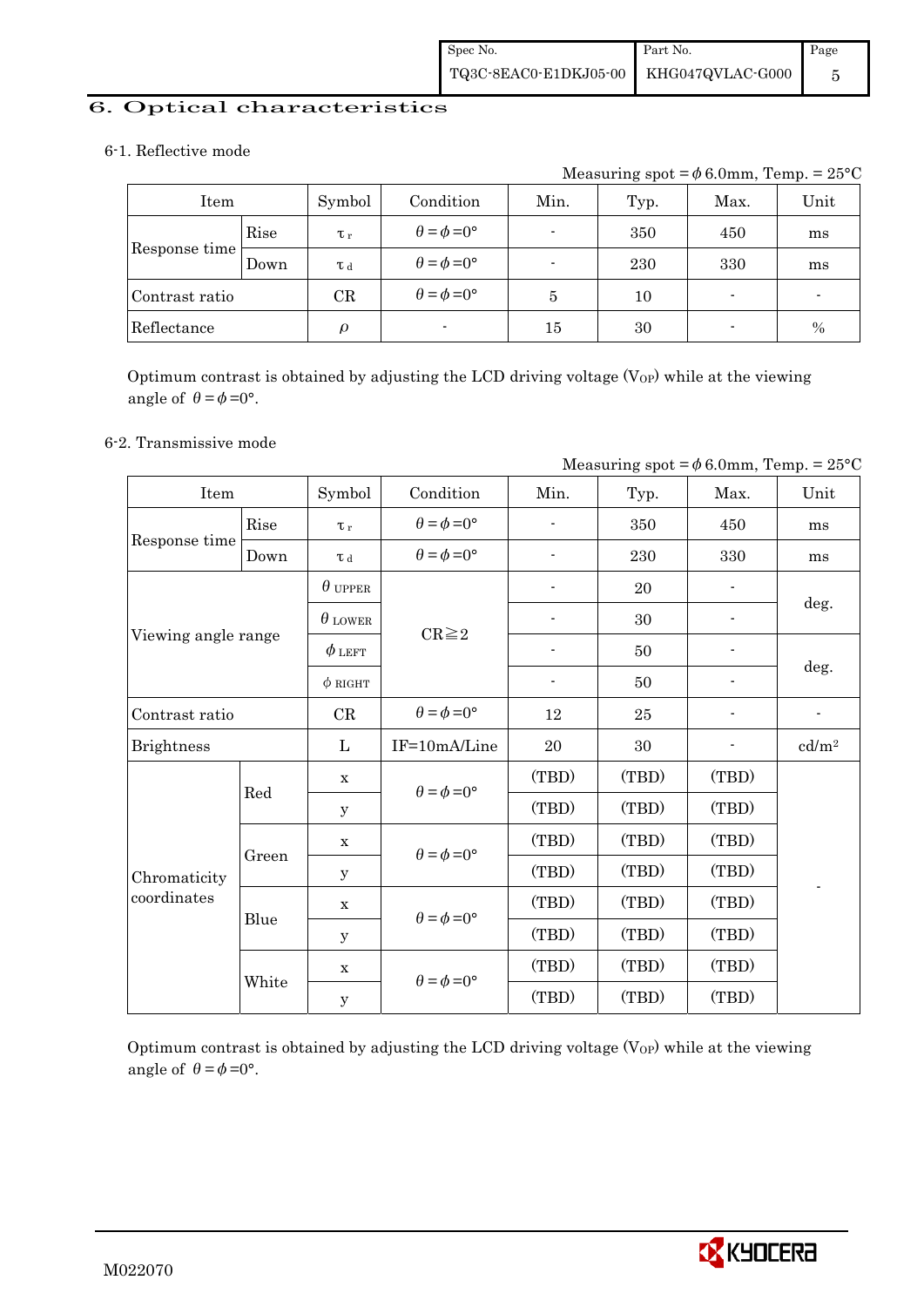## 6. Optical characteristics

### 6-1. Reflective mode

Measuring spot = $\phi$ 6.0mm, Temp. = 25°C

| Item | | Symbol | Condition | Min. | Typ. | Max. | Unit |
|---|---|---|---|---|---|---|---|
| Response time | Rise | $\tau_r$ | $\theta=\phi=0°$ | - | 350 | 450 | ms |
| | Down | $\tau_d$ | $\theta=\phi=0°$ | - | 230 | 330 | ms |
| Contrast ratio | | CR | $\theta=\phi=0°$ | 5 | 10 | - | - |
| Reflectance | | $\rho$ | - | 15 | 30 | - | % |

Optimum contrast is obtained by adjusting the LCD driving voltage ($V_{OP}$) while at the viewing angle of $\theta=\phi=0°$.

### 6-2. Transmissive mode

Measuring spot = $\phi$ 6.0mm, Temp. = 25°C

| Item | | Symbol | Condition | Min. | Typ. | Max. | Unit |
|---|---|---|---|---|---|---|---|
| Response time | Rise | $\tau_r$ | $\theta=\phi=0°$ | - | 350 | 450 | ms |
| | Down | $\tau_d$ | $\theta=\phi=0°$ | - | 230 | 330 | ms |
| Viewing angle range | | $\theta_{UPPER}$ | CR≧2 | - | 20 | - | deg. |
| | | $\theta_{LOWER}$ | | - | 30 | - | |
| | | $\phi_{LEFT}$ | | - | 50 | - | deg. |
| | | $\phi_{RIGHT}$ | | - | 50 | - | |
| Contrast ratio | | CR | $\theta=\phi=0°$ | 12 | 25 | - | - |
| Brightness | | L | IF=10mA/Line | 20 | 30 | - | cd/m² |
| Chromaticity coordinates | Red | x | $\theta=\phi=0°$ | (TBD) | (TBD) | (TBD) | - |
| | | y | | (TBD) | (TBD) | (TBD) | |
| | Green | x | $\theta=\phi=0°$ | (TBD) | (TBD) | (TBD) | |
| | | y | | (TBD) | (TBD) | (TBD) | |
| | Blue | x | $\theta=\phi=0°$ | (TBD) | (TBD) | (TBD) | |
| | | y | | (TBD) | (TBD) | (TBD) | |
| | White | x | $\theta=\phi=0°$ | (TBD) | (TBD) | (TBD) | |
| | | y | | (TBD) | (TBD) | (TBD) | |

Optimum contrast is obtained by adjusting the LCD driving voltage ($V_{OP}$) while at the viewing angle of $\theta=\phi=0°$.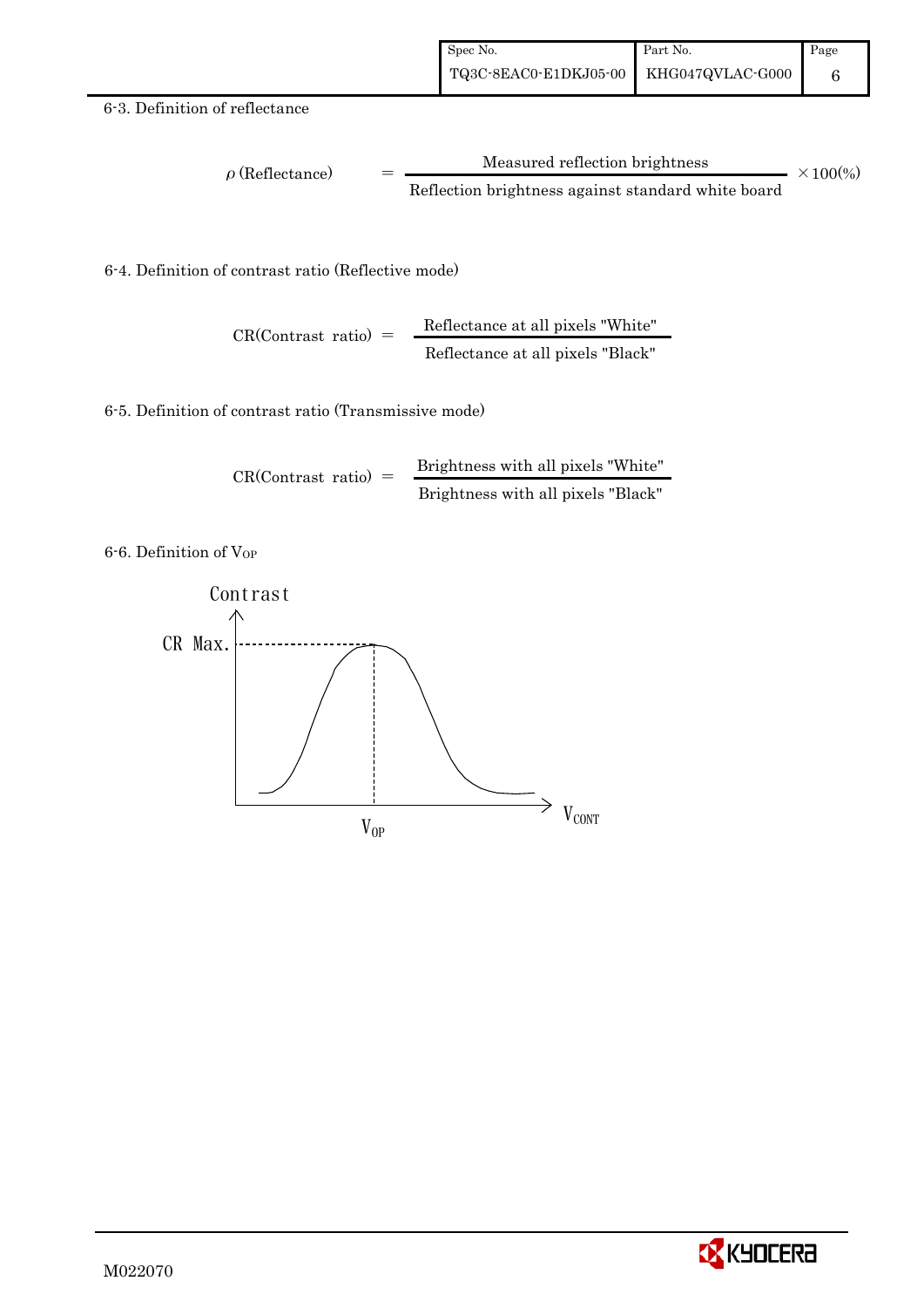6-3. Definition of reflectance

$$\rho \text{ (Reflectance)} = \frac{\text{Measured reflection brightness}}{\text{Reflection brightness against standard white board}} \times 100(\%)$$

6-4. Definition of contrast ratio (Reflective mode)

$$\text{CR(Contrast ratio)} = \frac{\text{Reflectance at all pixels "White"}}{\text{Reflectance at all pixels "Black"}}$$

6-5. Definition of contrast ratio (Transmissive mode)

$$\text{CR(Contrast ratio)} = \frac{\text{Brightness with all pixels "White"}}{\text{Brightness with all pixels "Black"}}$$

6-6. Definition of $V_{OP}$

Contrast

CR Max.

$V_{OP}$

$V_{CONT}$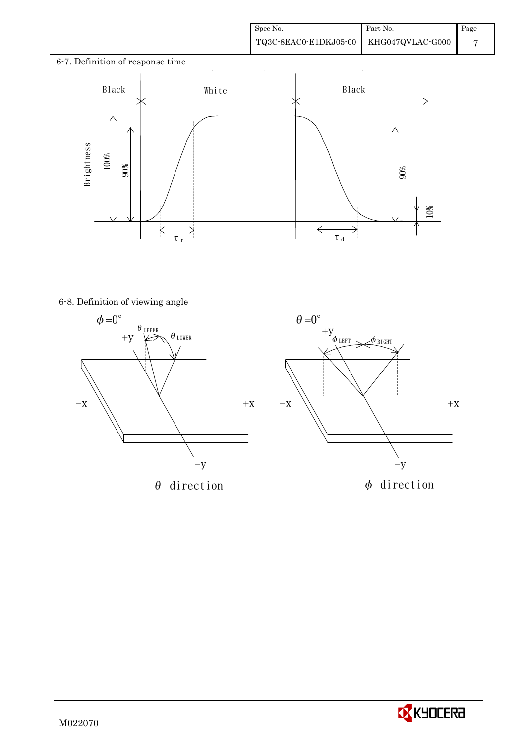6-7. Definition of response time

Black | White | Black

Brightness 100% 90% 90% 10%

$\tau_r$ $\tau_d$

6-8. Definition of viewing angle

$\phi = 0°$ $\theta_{UPPER}$ $\theta_{LOWER}$ +y −X +X −y

$\theta$ direction

$\theta = 0°$ +y $\phi_{LEFT}$ $\phi_{RIGHT}$ −X +X −y

$\phi$ direction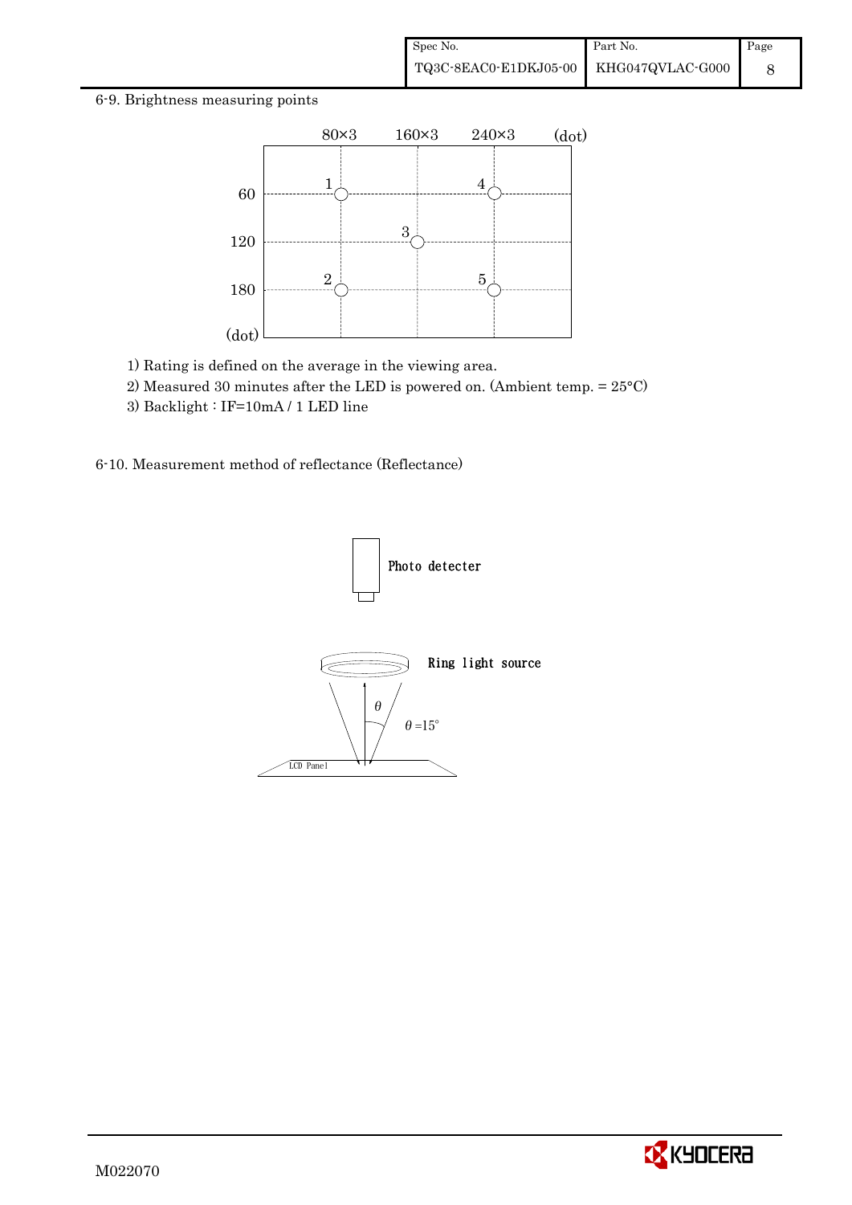6-9. Brightness measuring points

1) Rating is defined on the average in the viewing area.

2) Measured 30 minutes after the LED is powered on. (Ambient temp. = 25°C)

3) Backlight : IF=10mA / 1 LED line

6-10. Measurement method of reflectance (Reflectance)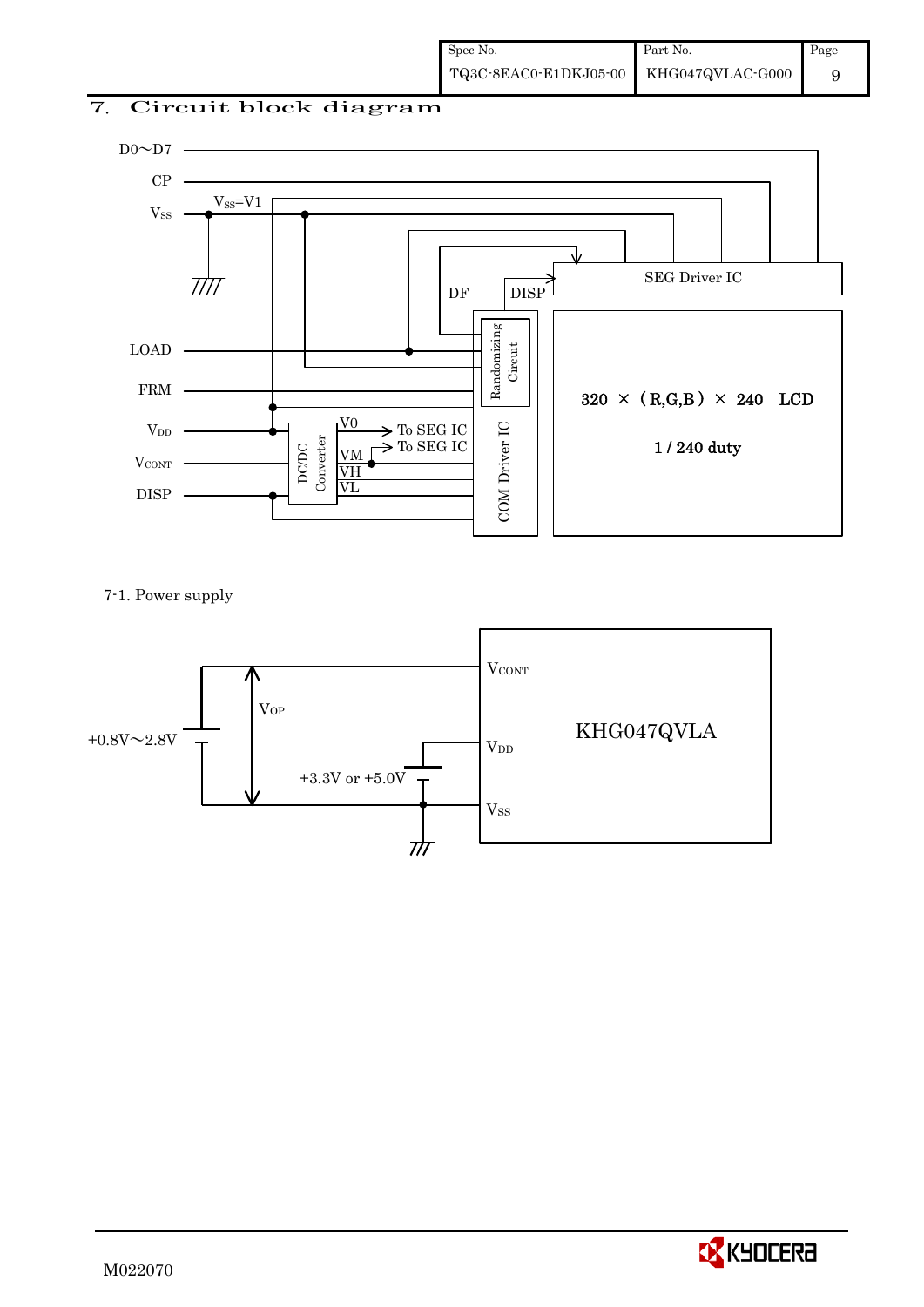# 7. Circuit block diagram

D0~D7

CP

$V_{SS}$ $V_{SS}$=V1

LOAD

FRM

$V_{DD}$

$V_{CONT}$

DISP

DF DISP

SEG Driver IC

Randomizing Circuit

COM Driver IC

DC/DC Converter

V0 → To SEG IC

VM → To SEG IC

VH

VL

320 × (R,G,B) × 240 LCD

1 / 240 duty

7-1. Power supply

+0.8V~2.8V

$V_{OP}$

+3.3V or +5.0V

$V_{CONT}$

$V_{DD}$

$V_{SS}$

KHG047QVLA

M022070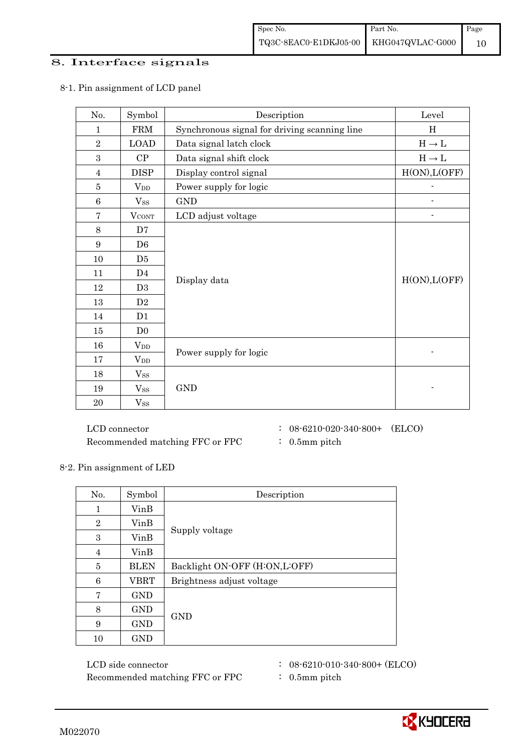## 8. Interface signals

### 8-1. Pin assignment of LCD panel

| No. | Symbol | Description | Level |
|---|---|---|---|
| 1 | FRM | Synchronous signal for driving scanning line | H |
| 2 | LOAD | Data signal latch clock | H → L |
| 3 | CP | Data signal shift clock | H → L |
| 4 | DISP | Display control signal | H(ON),L(OFF) |
| 5 | $V_{DD}$ | Power supply for logic | - |
| 6 | $V_{SS}$ | GND | - |
| 7 | $V_{CONT}$ | LCD adjust voltage | - |
| 8 | D7 | Display data | H(ON),L(OFF) |
| 9 | D6 | | |
| 10 | D5 | | |
| 11 | D4 | | |
| 12 | D3 | | |
| 13 | D2 | | |
| 14 | D1 | | |
| 15 | D0 | | |
| 16 | $V_{DD}$ | Power supply for logic | - |
| 17 | $V_{DD}$ | | |
| 18 | $V_{SS}$ | GND | - |
| 19 | $V_{SS}$ | | |
| 20 | $V_{SS}$ | | |

LCD connector : 08-6210-020-340-800+ (ELCO)
Recommended matching FFC or FPC : 0.5mm pitch

### 8-2. Pin assignment of LED

| No. | Symbol | Description |
|---|---|---|
| 1 | VinB | Supply voltage |
| 2 | VinB | |
| 3 | VinB | |
| 4 | VinB | |
| 5 | BLEN | Backlight ON-OFF (H:ON,L:OFF) |
| 6 | VBRT | Brightness adjust voltage |
| 7 | GND | GND |
| 8 | GND | |
| 9 | GND | |
| 10 | GND | |

LCD side connector : 08-6210-010-340-800+ (ELCO)
Recommended matching FFC or FPC : 0.5mm pitch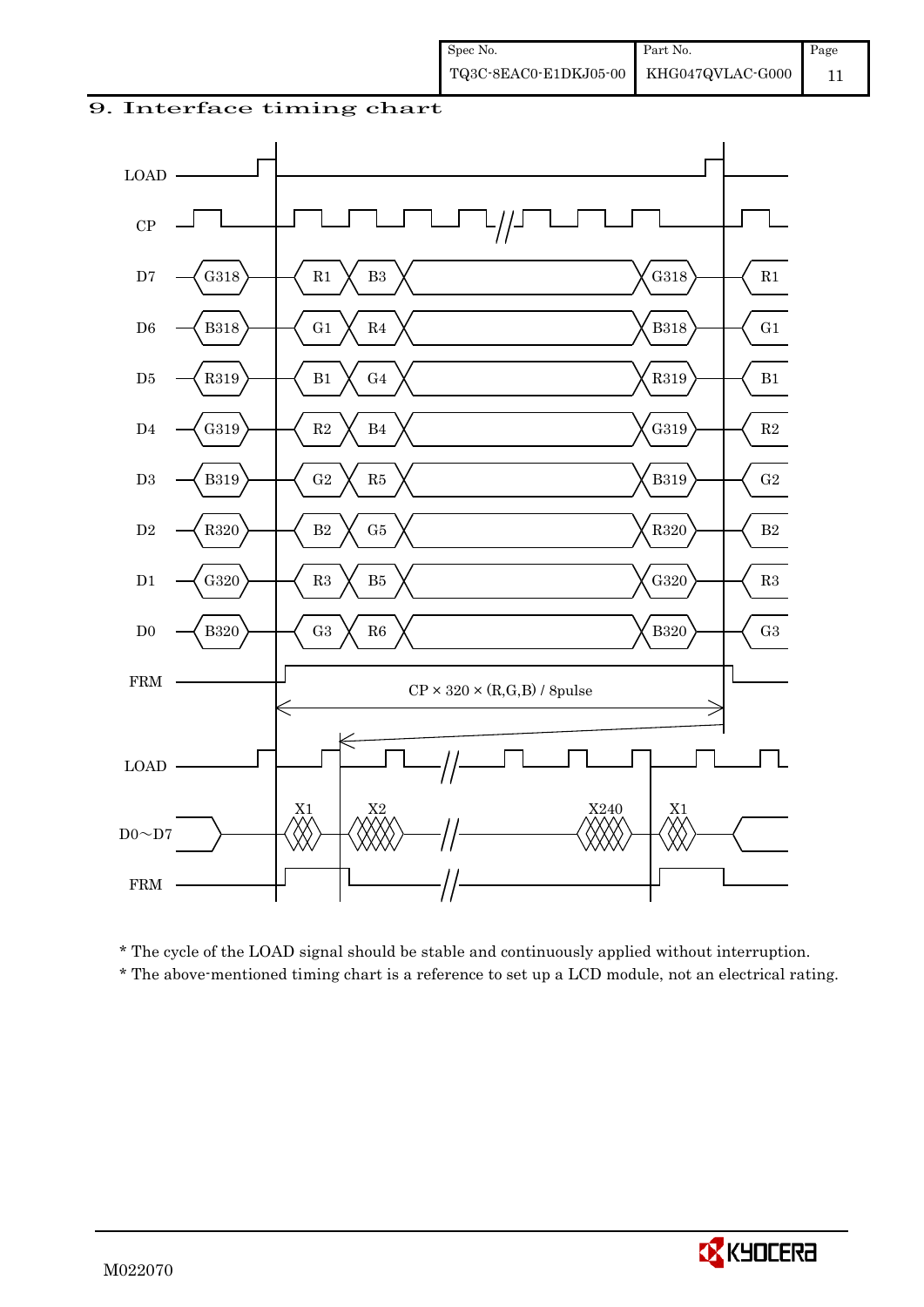## 9. Interface timing chart

LOAD

CP

| Signal | Previous | Data | | ... | Last | Next |
|---|---|---|---|---|---|---|
| D7 | G318 | R1 | B3 | | G318 | R1 |
| D6 | B318 | G1 | R4 | | B318 | G1 |
| D5 | R319 | B1 | G4 | | R319 | B1 |
| D4 | G319 | R2 | B4 | | G319 | R2 |
| D3 | B319 | G2 | R5 | | B319 | G2 |
| D2 | R320 | B2 | G5 | | R320 | B2 |
| D1 | G320 | R3 | B5 | | G320 | R3 |
| D0 | B320 | G3 | R6 | | B320 | G3 |

FRM

CP × 320 × (R,G,B) / 8pulse

LOAD

D0～D7: X1, X2, ..., X240, X1

FRM

* The cycle of the LOAD signal should be stable and continuously applied without interruption.
* The above-mentioned timing chart is a reference to set up a LCD module, not an electrical rating.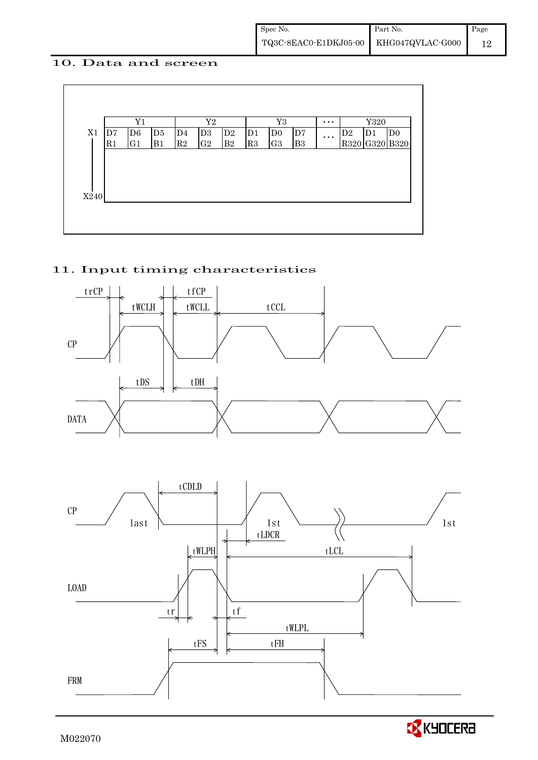## 10. Data and screen

| | Y1 | | | Y2 | | | Y3 | | | ・・・ | Y320 | | |
|---|---|---|---|---|---|---|---|---|---|---|---|---|---|
| X1 | D7 R1 | D6 G1 | D5 B1 | D4 R2 | D3 G2 | D2 B2 | D1 R3 | D0 G3 | D7 B3 | ・・・ | D2 R320 | D1 G320 | D0 B320 |
| X240 | | | | | | | | | | | | | |

## 11. Input timing characteristics

trCP, tWCLH, tfCP, tWCLL, tCCL

CP

tDS, tDH

DATA

CP: last, 1st, 1st

tCDLD, tLDCR

tWLPH, tLCL

LOAD

tr, tf, tWLPL

tFS, tFH

FRM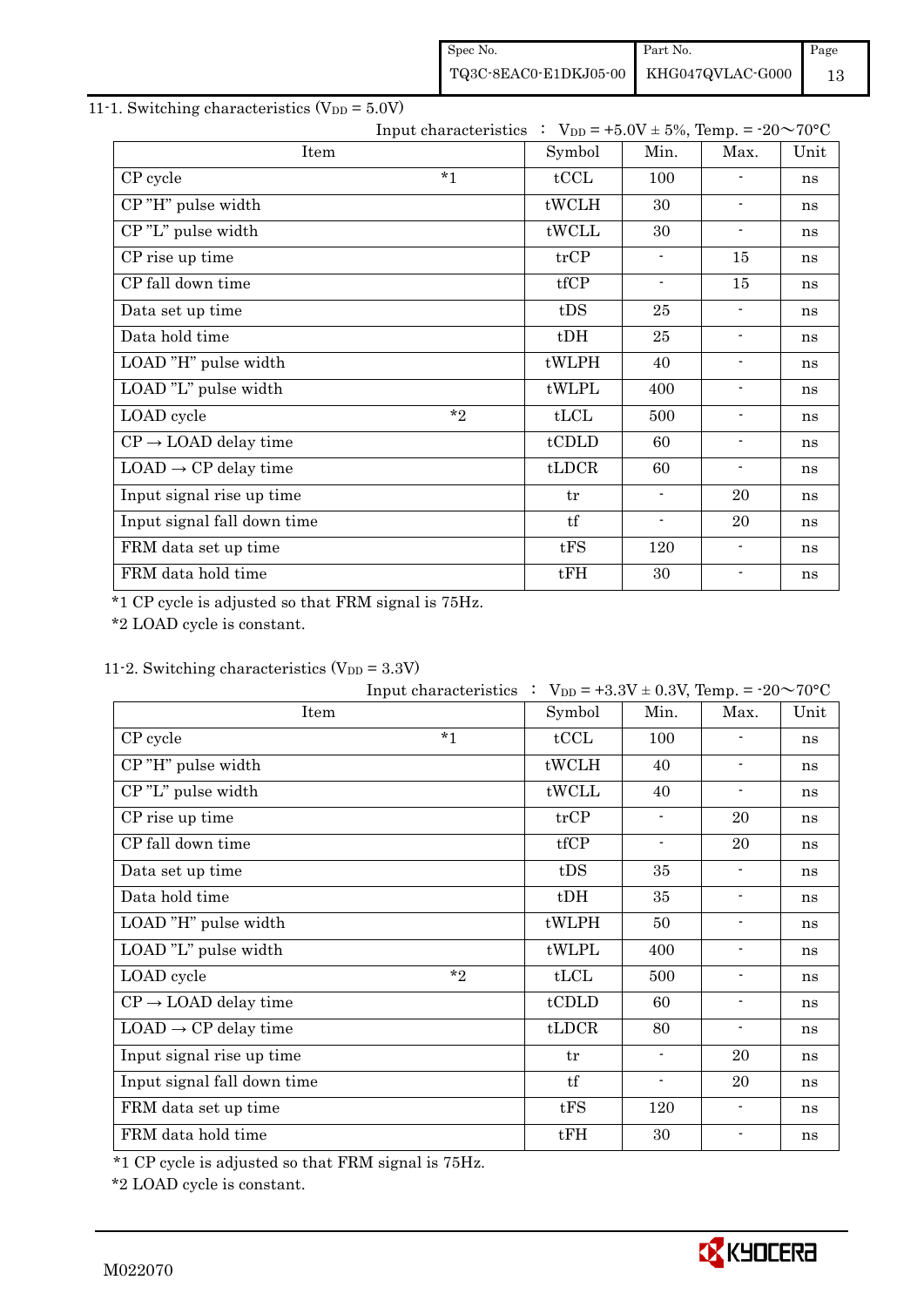## 11-1. Switching characteristics ($V_{DD}$ = 5.0V)

Input characteristics ： $V_{DD}$ = +5.0V ± 5%, Temp. = -20～70°C

| Item | | Symbol | Min. | Max. | Unit |
|---|---|---|---|---|---|
| CP cycle | *1 | tCCL | 100 | - | ns |
| CP "H" pulse width | | tWCLH | 30 | - | ns |
| CP "L" pulse width | | tWCLL | 30 | - | ns |
| CP rise up time | | trCP | - | 15 | ns |
| CP fall down time | | tfCP | - | 15 | ns |
| Data set up time | | tDS | 25 | - | ns |
| Data hold time | | tDH | 25 | - | ns |
| LOAD "H" pulse width | | tWLPH | 40 | - | ns |
| LOAD "L" pulse width | | tWLPL | 400 | - | ns |
| LOAD cycle | *2 | tLCL | 500 | - | ns |
| CP → LOAD delay time | | tCDLD | 60 | - | ns |
| LOAD → CP delay time | | tLDCR | 60 | - | ns |
| Input signal rise up time | | tr | - | 20 | ns |
| Input signal fall down time | | tf | - | 20 | ns |
| FRM data set up time | | tFS | 120 | - | ns |
| FRM data hold time | | tFH | 30 | - | ns |

*1 CP cycle is adjusted so that FRM signal is 75Hz.
*2 LOAD cycle is constant.

## 11-2. Switching characteristics ($V_{DD}$ = 3.3V)

Input characteristics ： $V_{DD}$ = +3.3V ± 0.3V, Temp. = -20～70°C

| Item | | Symbol | Min. | Max. | Unit |
|---|---|---|---|---|---|
| CP cycle | *1 | tCCL | 100 | - | ns |
| CP "H" pulse width | | tWCLH | 40 | - | ns |
| CP "L" pulse width | | tWCLL | 40 | - | ns |
| CP rise up time | | trCP | - | 20 | ns |
| CP fall down time | | tfCP | - | 20 | ns |
| Data set up time | | tDS | 35 | - | ns |
| Data hold time | | tDH | 35 | - | ns |
| LOAD "H" pulse width | | tWLPH | 50 | - | ns |
| LOAD "L" pulse width | | tWLPL | 400 | - | ns |
| LOAD cycle | *2 | tLCL | 500 | - | ns |
| CP → LOAD delay time | | tCDLD | 60 | - | ns |
| LOAD → CP delay time | | tLDCR | 80 | - | ns |
| Input signal rise up time | | tr | - | 20 | ns |
| Input signal fall down time | | tf | - | 20 | ns |
| FRM data set up time | | tFS | 120 | - | ns |
| FRM data hold time | | tFH | 30 | - | ns |

*1 CP cycle is adjusted so that FRM signal is 75Hz.
*2 LOAD cycle is constant.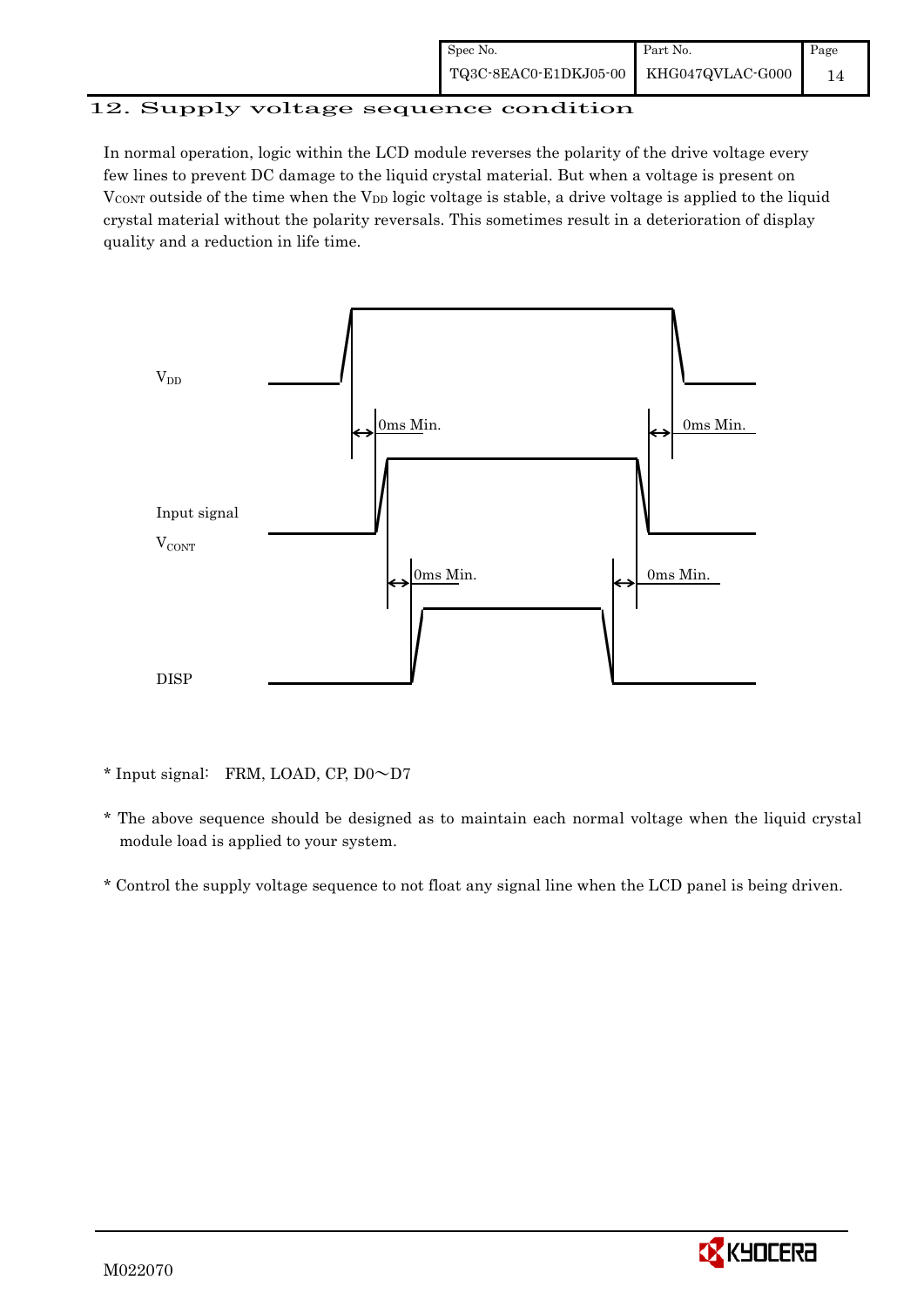## 12. Supply voltage sequence condition

In normal operation, logic within the LCD module reverses the polarity of the drive voltage every few lines to prevent DC damage to the liquid crystal material. But when a voltage is present on $V_{CONT}$ outside of the time when the $V_{DD}$ logic voltage is stable, a drive voltage is applied to the liquid crystal material without the polarity reversals. This sometimes result in a deterioration of display quality and a reduction in life time.

$V_{DD}$

0ms Min. 0ms Min.

Input signal

$V_{CONT}$

0ms Min. 0ms Min.

DISP

* Input signal: FRM, LOAD, CP, D0～D7

* The above sequence should be designed as to maintain each normal voltage when the liquid crystal module load is applied to your system.

* Control the supply voltage sequence to not float any signal line when the LCD panel is being driven.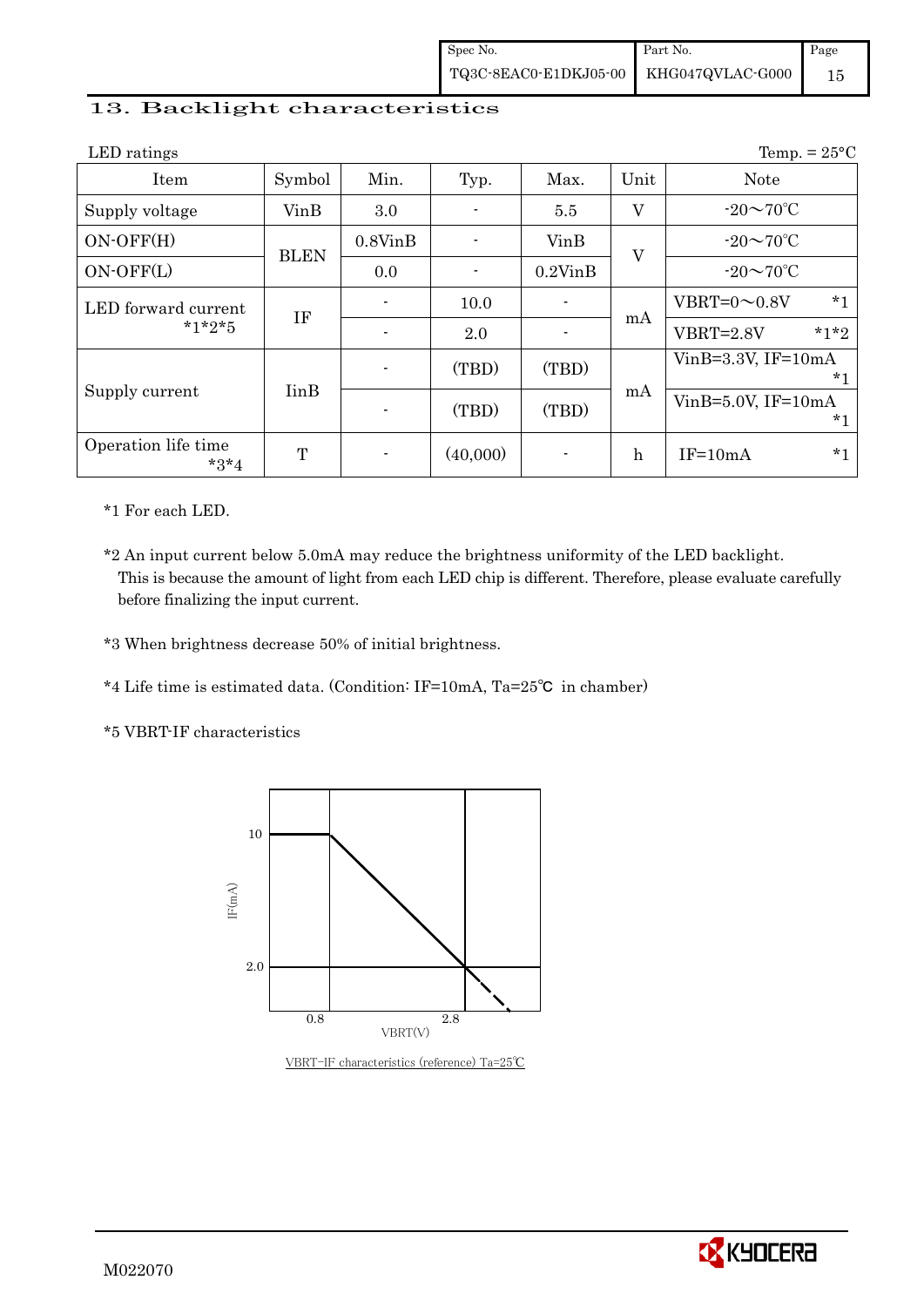## 13. Backlight characteristics

LED ratings　　　　　　　　　　　　　　　　　　　　　　　　　　　Temp. = 25°C

| Item | Symbol | Min. | Typ. | Max. | Unit | Note |
|---|---|---|---|---|---|---|
| Supply voltage | VinB | 3.0 | - | 5.5 | V | -20～70℃ |
| ON-OFF(H) | BLEN | 0.8VinB | - | VinB | V | -20～70℃ |
| ON-OFF(L) | | 0.0 | - | 0.2VinB | | -20～70℃ |
| LED forward current *1*2*5 | IF | - | 10.0 | - | mA | VBRT=0～0.8V *1 |
| | | - | 2.0 | - | | VBRT=2.8V *1*2 |
| Supply current | IinB | - | (TBD) | (TBD) | mA | VinB=3.3V, IF=10mA *1 |
| | | - | (TBD) | (TBD) | | VinB=5.0V, IF=10mA *1 |
| Operation life time *3*4 | T | - | (40,000) | - | h | IF=10mA *1 |

*1 For each LED.

*2 An input current below 5.0mA may reduce the brightness uniformity of the LED backlight.
This is because the amount of light from each LED chip is different. Therefore, please evaluate carefully before finalizing the input current.

*3 When brightness decrease 50% of initial brightness.

*4 Life time is estimated data. (Condition: IF=10mA, Ta=25℃ in chamber)

*5 VBRT-IF characteristics

VBRT-IF characteristics (reference) Ta=25℃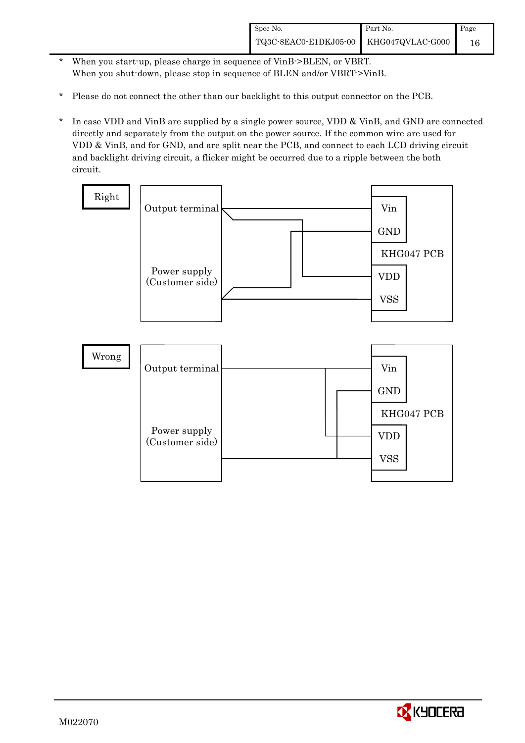* When you start-up, please charge in sequence of VinB->BLEN, or VBRT.
  When you shut-down, please stop in sequence of BLEN and/or VBRT->VinB.

* Please do not connect the other than our backlight to this output connector on the PCB.

* In case VDD and VinB are supplied by a single power source, VDD & VinB, and GND are connected directly and separately from the output on the power source. If the common wire are used for VDD & VinB, and for GND, and are split near the PCB, and connect to each LCD driving circuit and backlight driving circuit, a flicker might be occurred due to a ripple between the both circuit.

**Right**

Output terminal — Vin, GND — KHG047 PCB — VDD, VSS

Power supply (Customer side)

**Wrong**

Output terminal — Vin, GND — KHG047 PCB — VDD, VSS

Power supply (Customer side)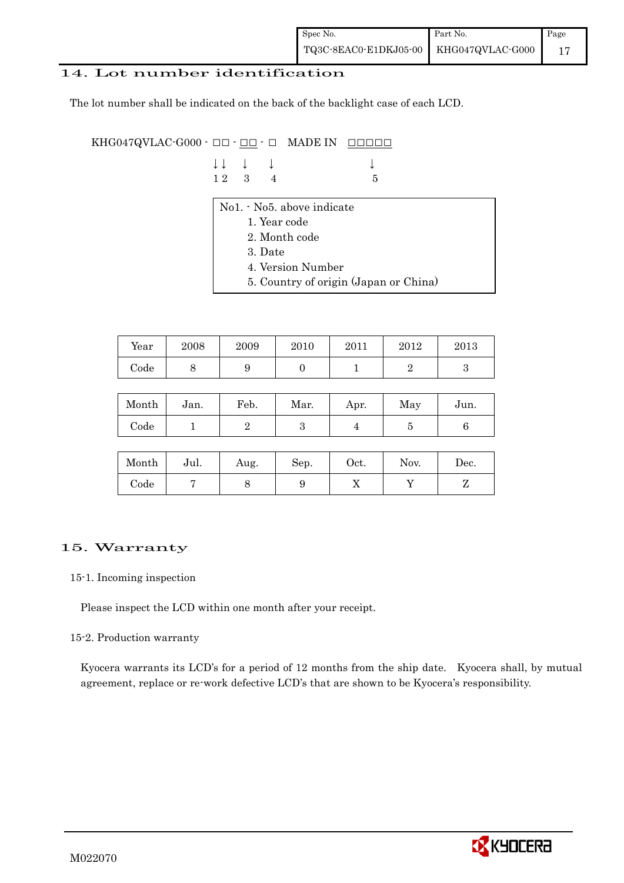## 14. Lot number identification

The lot number shall be indicated on the back of the backlight case of each LCD.

```
KHG047QVLAC-G000 - □□ - □□ - □   MADE IN  □□□□□
                   ↓↓    ↓    ↓              ↓
                   1 2   3    4              5
```

No1. - No5. above indicate

1. Year code
2. Month code
3. Date
4. Version Number
5. Country of origin (Japan or China)

| Year | 2008 | 2009 | 2010 | 2011 | 2012 | 2013 |
|---|---|---|---|---|---|---|
| Code | 8 | 9 | 0 | 1 | 2 | 3 |

| Month | Jan. | Feb. | Mar. | Apr. | May | Jun. |
|---|---|---|---|---|---|---|
| Code | 1 | 2 | 3 | 4 | 5 | 6 |

| Month | Jul. | Aug. | Sep. | Oct. | Nov. | Dec. |
|---|---|---|---|---|---|---|
| Code | 7 | 8 | 9 | X | Y | Z |

## 15. Warranty

### 15-1. Incoming inspection

Please inspect the LCD within one month after your receipt.

### 15-2. Production warranty

Kyocera warrants its LCD's for a period of 12 months from the ship date. Kyocera shall, by mutual agreement, replace or re-work defective LCD's that are shown to be Kyocera's responsibility.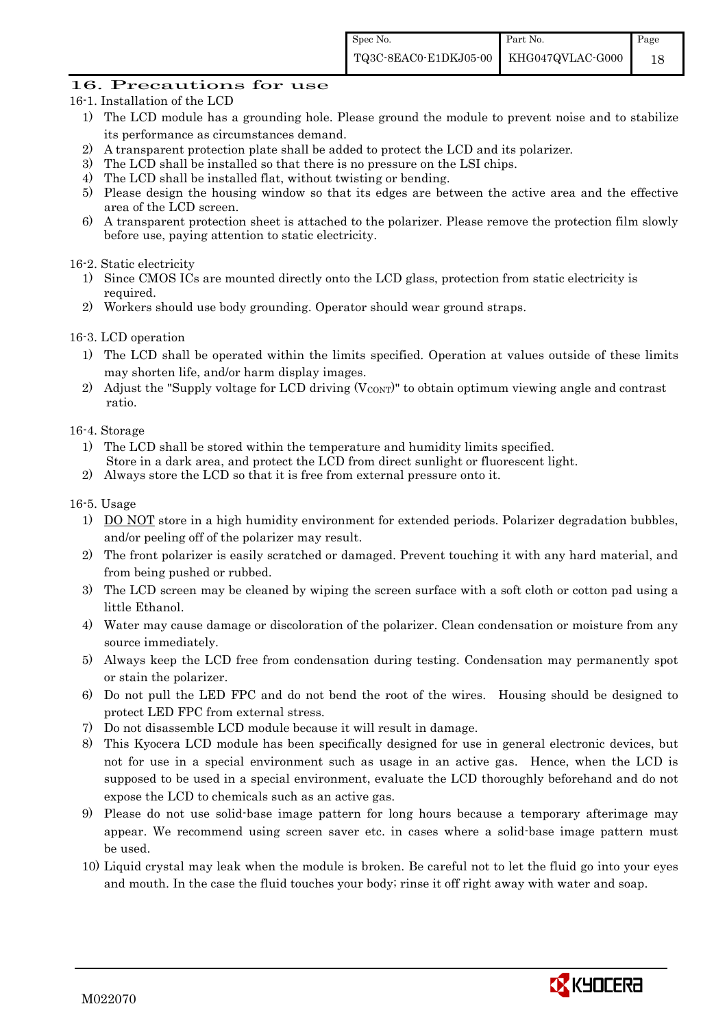## 16. Precautions for use

### 16-1. Installation of the LCD

1) The LCD module has a grounding hole. Please ground the module to prevent noise and to stabilize its performance as circumstances demand.
2) A transparent protection plate shall be added to protect the LCD and its polarizer.
3) The LCD shall be installed so that there is no pressure on the LSI chips.
4) The LCD shall be installed flat, without twisting or bending.
5) Please design the housing window so that its edges are between the active area and the effective area of the LCD screen.
6) A transparent protection sheet is attached to the polarizer. Please remove the protection film slowly before use, paying attention to static electricity.

### 16-2. Static electricity

1) Since CMOS ICs are mounted directly onto the LCD glass, protection from static electricity is required.
2) Workers should use body grounding. Operator should wear ground straps.

### 16-3. LCD operation

1) The LCD shall be operated within the limits specified. Operation at values outside of these limits may shorten life, and/or harm display images.
2) Adjust the "Supply voltage for LCD driving ($V_{CONT}$)" to obtain optimum viewing angle and contrast ratio.

### 16-4. Storage

1) The LCD shall be stored within the temperature and humidity limits specified.
   Store in a dark area, and protect the LCD from direct sunlight or fluorescent light.
2) Always store the LCD so that it is free from external pressure onto it.

### 16-5. Usage

1) DO NOT store in a high humidity environment for extended periods. Polarizer degradation bubbles, and/or peeling off of the polarizer may result.
2) The front polarizer is easily scratched or damaged. Prevent touching it with any hard material, and from being pushed or rubbed.
3) The LCD screen may be cleaned by wiping the screen surface with a soft cloth or cotton pad using a little Ethanol.
4) Water may cause damage or discoloration of the polarizer. Clean condensation or moisture from any source immediately.
5) Always keep the LCD free from condensation during testing. Condensation may permanently spot or stain the polarizer.
6) Do not pull the LED FPC and do not bend the root of the wires. Housing should be designed to protect LED FPC from external stress.
7) Do not disassemble LCD module because it will result in damage.
8) This Kyocera LCD module has been specifically designed for use in general electronic devices, but not for use in a special environment such as usage in an active gas. Hence, when the LCD is supposed to be used in a special environment, evaluate the LCD thoroughly beforehand and do not expose the LCD to chemicals such as an active gas.
9) Please do not use solid-base image pattern for long hours because a temporary afterimage may appear. We recommend using screen saver etc. in cases where a solid-base image pattern must be used.
10) Liquid crystal may leak when the module is broken. Be careful not to let the fluid go into your eyes and mouth. In the case the fluid touches your body; rinse it off right away with water and soap.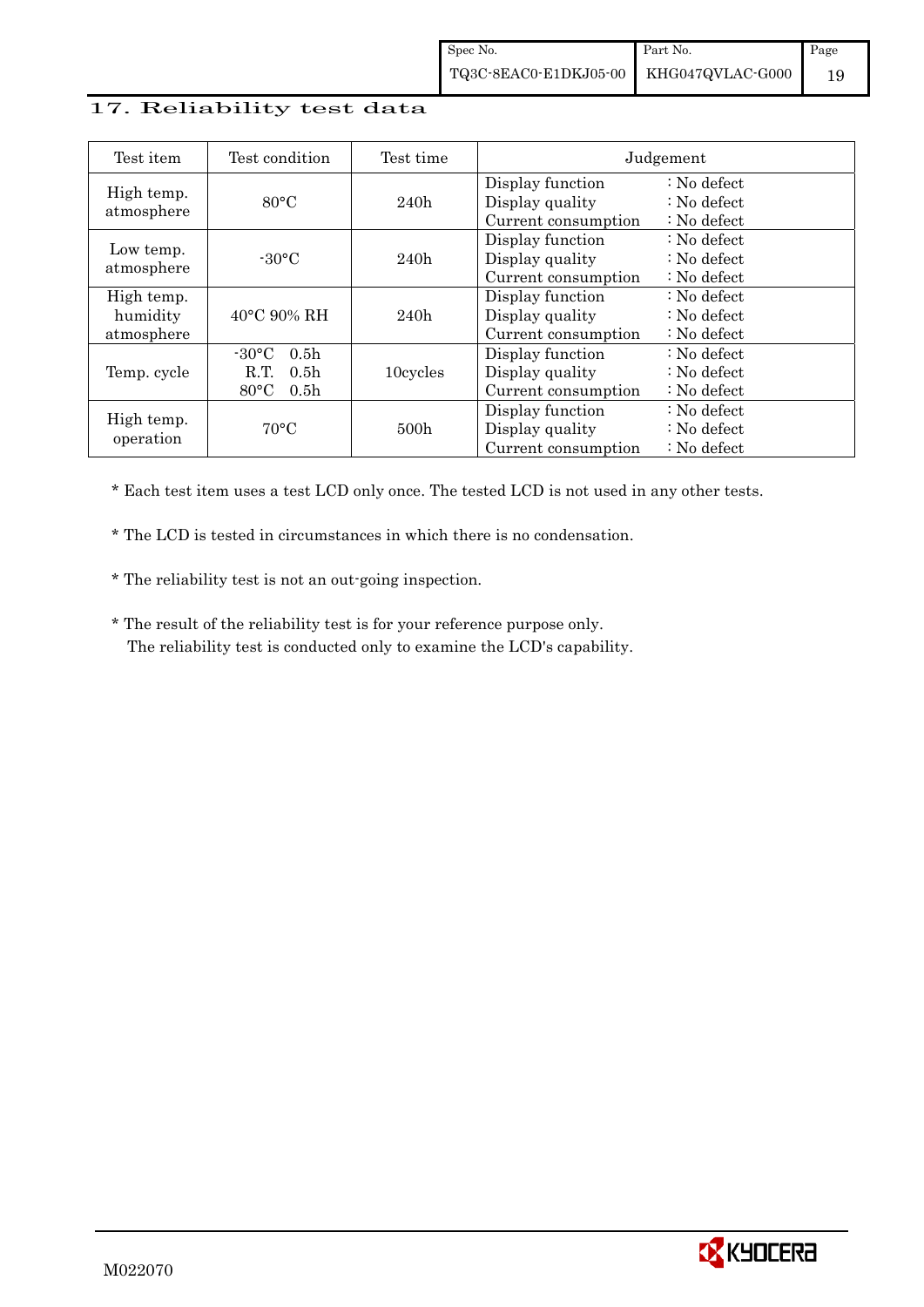## 17. Reliability test data

| Test item | Test condition | Test time | Judgement | |
|---|---|---|---|---|
| High temp. atmosphere | 80°C | 240h | Display function<br>Display quality<br>Current consumption | : No defect<br>: No defect<br>: No defect |
| Low temp. atmosphere | -30°C | 240h | Display function<br>Display quality<br>Current consumption | : No defect<br>: No defect<br>: No defect |
| High temp. humidity atmosphere | 40°C 90% RH | 240h | Display function<br>Display quality<br>Current consumption | : No defect<br>: No defect<br>: No defect |
| Temp. cycle | -30°C 0.5h<br>R.T. 0.5h<br>80°C 0.5h | 10cycles | Display function<br>Display quality<br>Current consumption | : No defect<br>: No defect<br>: No defect |
| High temp. operation | 70°C | 500h | Display function<br>Display quality<br>Current consumption | : No defect<br>: No defect<br>: No defect |

* Each test item uses a test LCD only once. The tested LCD is not used in any other tests.

* The LCD is tested in circumstances in which there is no condensation.

* The reliability test is not an out-going inspection.

* The result of the reliability test is for your reference purpose only.
  The reliability test is conducted only to examine the LCD's capability.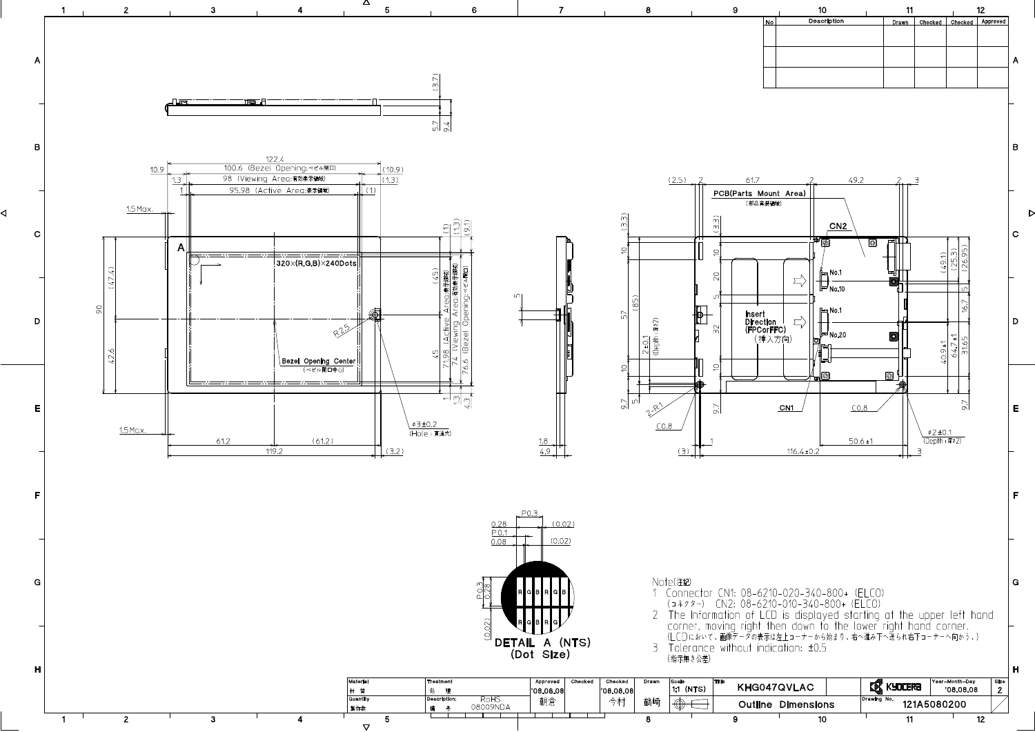| No | Description | Drawn | Checked | Checked | Approved |
|---|---|---|---|---|---|
| | | | | | |
| | | | | | |

Note(注記)

1 Connector CN1: 08-6210-020-340-800+ (ELCO)
(コネクター) CN2: 08-6210-010-340-800+ (ELCO)

2 The Information of LCD is displayed starting at the upper left hand corner, moving right then down to the lower right hand corner.
(LCDにおいて、画像データの表示は左上コーナーから始まり、右へ進み下へ送られ右下コーナーへ向かう。)

3 Tolerance without indication: ±0.5
(指示無き公差)

DETAIL A (NTS)
(Dot Size)

| Material 材質 | Treatment 処理 | Approved | Checked | Checked | Drawn | Scale | Title | | Year-Month-Day | Size |
|---|---|---|---|---|---|---|---|---|---|---|
| | | '08.08.08 | | '08.08.08 | | 1:1 (NTS) | KHG047QVLAC | KYOCERA | '08.08.08 | 2 |
| Quantity 製作数 | Description; 備考 RoHS 08009NDA | 朝倉 | | 今村 | 龍崎 | | Outline Dimensions | Drawing No. | 121A5080200 | |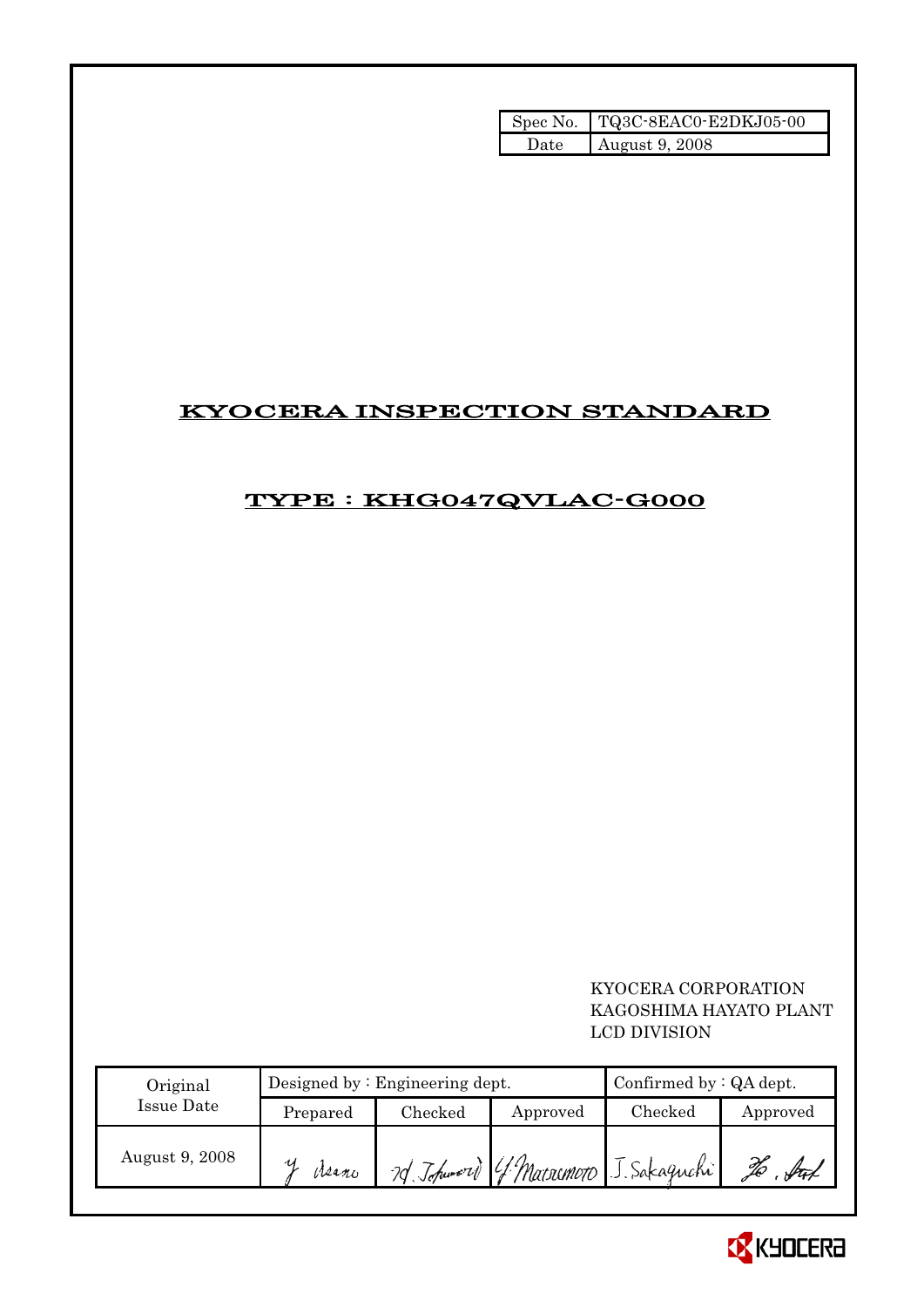| Spec No. | TQ3C-8EAC0-E2DKJ05-00 |
|---|---|
| Date | August 9, 2008 |

# KYOCERA INSPECTION STANDARD

## TYPE : KHG047QVLAC-G000

KYOCERA CORPORATION
KAGOSHIMA HAYATO PLANT
LCD DIVISION

| Original Issue Date | Designed by : Engineering dept. | | | Confirmed by : QA dept. | |
|---|---|---|---|---|---|
| | Prepared | Checked | Approved | Checked | Approved |
| August 9, 2008 | Y. Asano | M. Tohmori | Y. Matsumoto | J. Sakaguchi | H. Ito |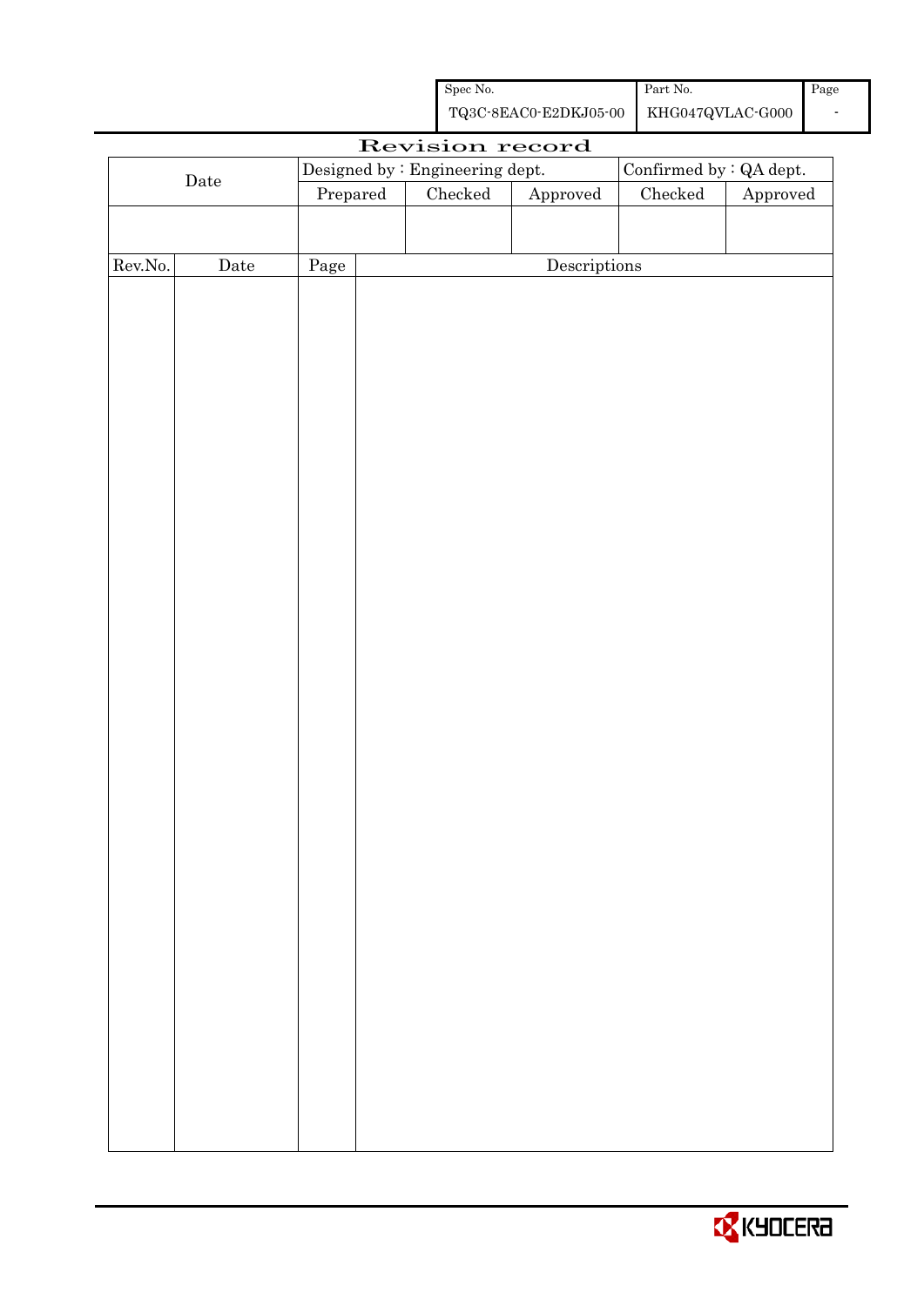| Spec No. | Part No. | Page |
|---|---|---|
| TQ3C-8EAC0-E2DKJ05-00 | KHG047QVLAC-G000 | - |

# Revision record

| Date | Designed by : Engineering dept. | | | Confirmed by : QA dept. | |
|---|---|---|---|---|---|
| | Prepared | Checked | Approved | Checked | Approved |
| | | | | | |

| Rev.No. | Date | Page | Descriptions |
|---|---|---|---|
| | | | |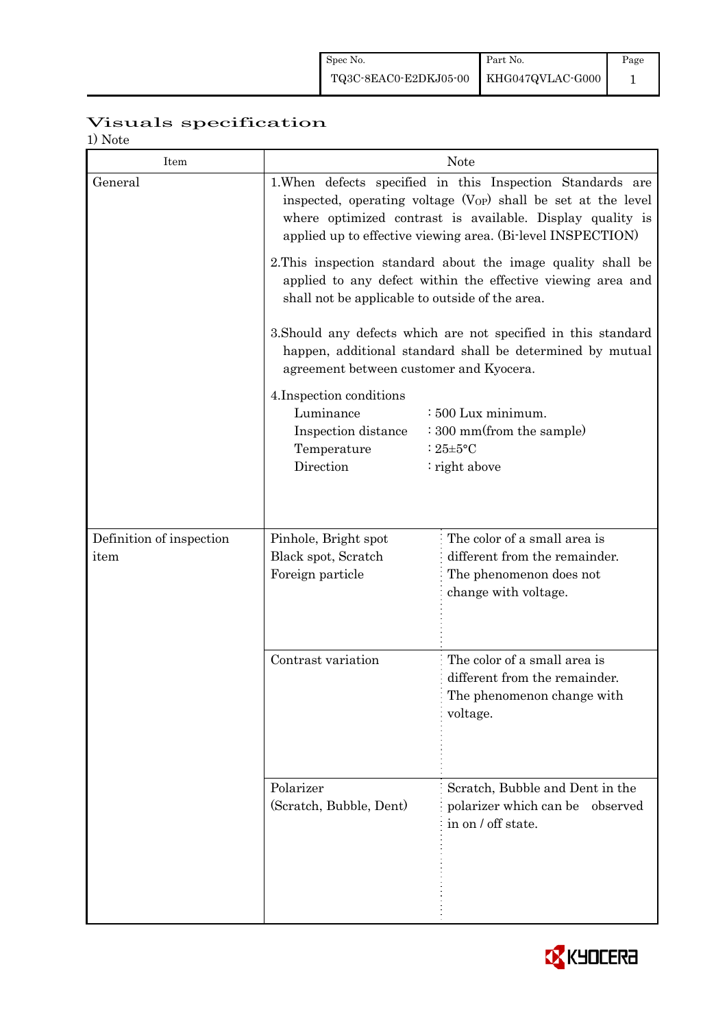| Spec No. | Part No. | Page |
|---|---|---|
| TQ3C-8EAC0-E2DKJ05-00 | KHG047QVLAC-G000 | 1 |

# Visuals specification

1) Note

| Item | Note | |
|---|---|---|
| General | 1.When defects specified in this Inspection Standards are inspected, operating voltage ($V_{OP}$) shall be set at the level where optimized contrast is available. Display quality is applied up to effective viewing area. (Bi-level INSPECTION)<br><br>2.This inspection standard about the image quality shall be applied to any defect within the effective viewing area and shall not be applicable to outside of the area.<br><br>3.Should any defects which are not specified in this standard happen, additional standard shall be determined by mutual agreement between customer and Kyocera.<br><br>4.Inspection conditions<br>Luminance : 500 Lux minimum.<br>Inspection distance : 300 mm(from the sample)<br>Temperature : 25±5°C<br>Direction : right above | |
| Definition of inspection item | Pinhole, Bright spot<br>Black spot, Scratch<br>Foreign particle | The color of a small area is different from the remainder. The phenomenon does not change with voltage. |
| | Contrast variation | The color of a small area is different from the remainder. The phenomenon change with voltage. |
| | Polarizer<br>(Scratch, Bubble, Dent) | Scratch, Bubble and Dent in the polarizer which can be observed in on / off state. |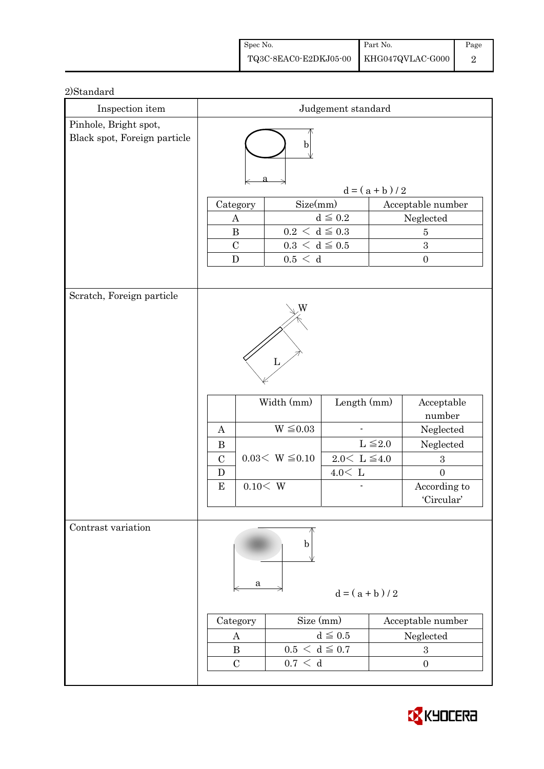2)Standard

| Inspection item | Judgement standard |
|---|---|
| Pinhole, Bright spot, Black spot, Foreign particle | $d = (a + b) / 2$ |

| Category | Size(mm) | Acceptable number |
|---|---|---|
| A | $d \leqq 0.2$ | Neglected |
| B | $0.2 < d \leqq 0.3$ | 5 |
| C | $0.3 < d \leqq 0.5$ | 3 |
| D | $0.5 < d$ | 0 |

**Scratch, Foreign particle**

| | Width (mm) | Length (mm) | Acceptable number |
|---|---|---|---|
| A | $W \leqq 0.03$ | - | Neglected |
| B | $0.03 < W \leqq 0.10$ | $L \leqq 2.0$ | Neglected |
| C | | $2.0 < L \leqq 4.0$ | 3 |
| D | | $4.0 < L$ | 0 |
| E | $0.10 < W$ | - | According to 'Circular' |

**Contrast variation**

$d = (a + b) / 2$

| Category | Size (mm) | Acceptable number |
|---|---|---|
| A | $d \leqq 0.5$ | Neglected |
| B | $0.5 < d \leqq 0.7$ | 3 |
| C | $0.7 < d$ | 0 |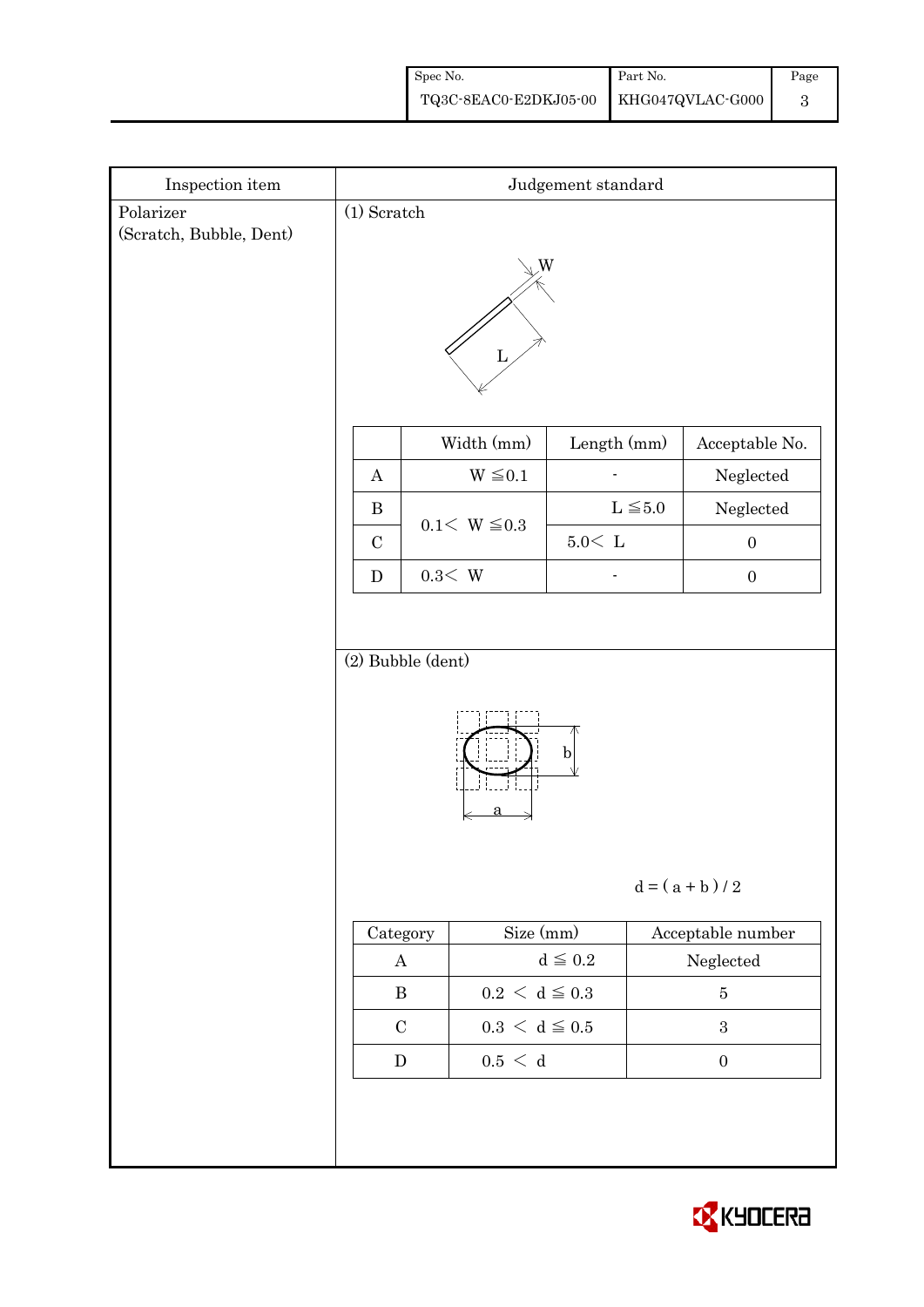| Inspection item | Judgement standard |
|---|---|
| Polarizer (Scratch, Bubble, Dent) | (1) Scratch |

W

L

| | Width (mm) | Length (mm) | Acceptable No. |
|---|---|---|---|
| A | W ≦0.1 | - | Neglected |
| B | 0.1< W ≦0.3 | L ≦5.0 | Neglected |
| C | | 5.0< L | 0 |
| D | 0.3< W | - | 0 |

(2) Bubble (dent)

b

a

$d = ( a + b ) / 2$

| Category | Size (mm) | Acceptable number |
|---|---|---|
| A | d ≦ 0.2 | Neglected |
| B | 0.2 < d ≦ 0.3 | 5 |
| C | 0.3 < d ≦ 0.5 | 3 |
| D | 0.5 < d | 0 |